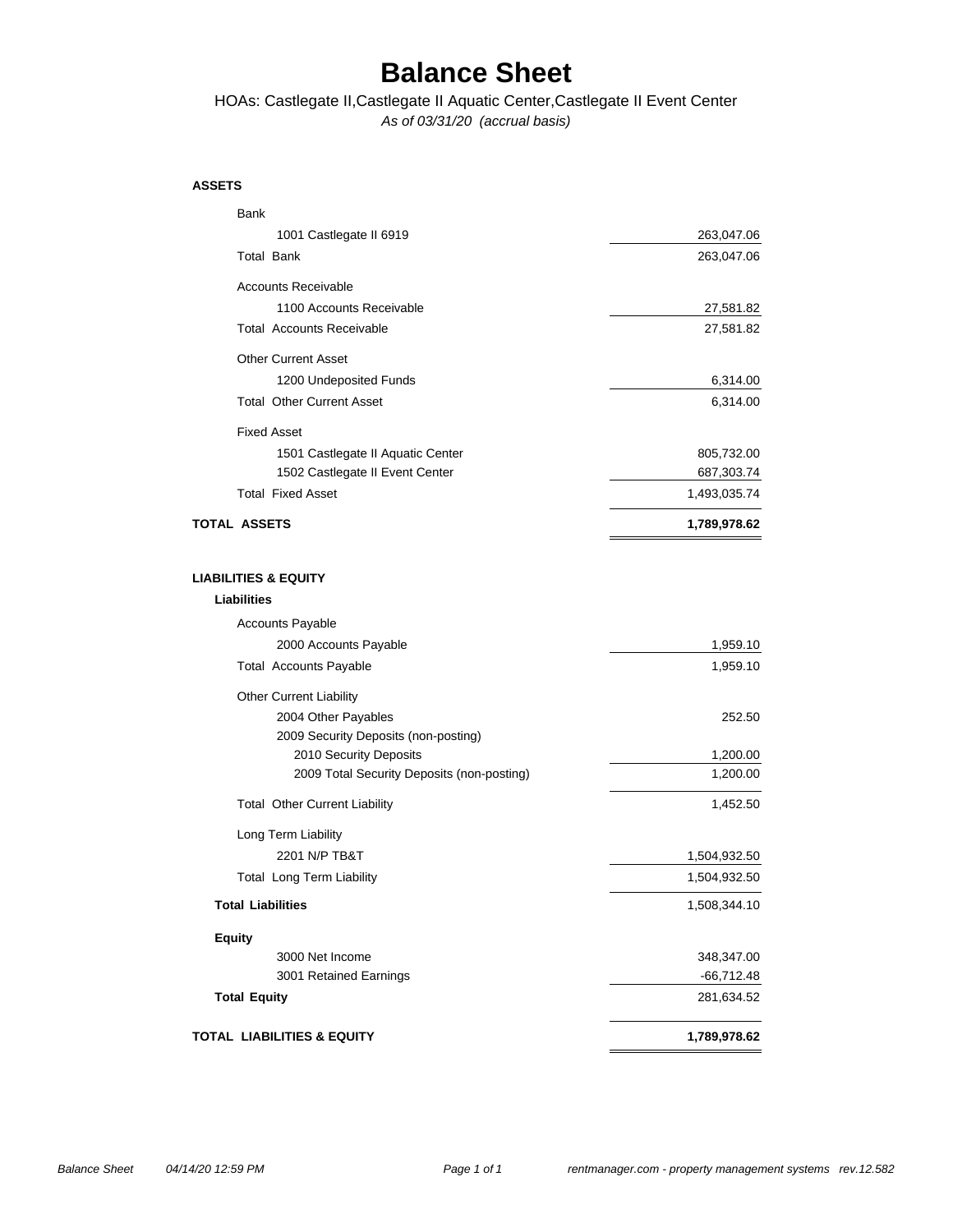# Balance Sheet

HOAs: Castlegate II,Castlegate II Aquatic Center,Castlegate II Event Center

*As of 03/31/20 (accrual basis)*

| | |
|---|---:|
| **ASSETS** | |
| Bank | |
| 1001 Castlegate II 6919 | 263,047.06 |
| Total Bank | 263,047.06 |
| Accounts Receivable | |
| 1100 Accounts Receivable | 27,581.82 |
| Total Accounts Receivable | 27,581.82 |
| Other Current Asset | |
| 1200 Undeposited Funds | 6,314.00 |
| Total Other Current Asset | 6,314.00 |
| Fixed Asset | |
| 1501 Castlegate II Aquatic Center | 805,732.00 |
| 1502 Castlegate II Event Center | 687,303.74 |
| Total Fixed Asset | 1,493,035.74 |
| **TOTAL ASSETS** | **1,789,978.62** |
| | |
| **LIABILITIES & EQUITY** | |
| **Liabilities** | |
| Accounts Payable | |
| 2000 Accounts Payable | 1,959.10 |
| Total Accounts Payable | 1,959.10 |
| Other Current Liability | |
| 2004 Other Payables | 252.50 |
| 2009 Security Deposits (non-posting) | |
| 2010 Security Deposits | 1,200.00 |
| 2009 Total Security Deposits (non-posting) | 1,200.00 |
| Total Other Current Liability | 1,452.50 |
| Long Term Liability | |
| 2201 N/P TB&T | 1,504,932.50 |
| Total Long Term Liability | 1,504,932.50 |
| **Total Liabilities** | 1,508,344.10 |
| **Equity** | |
| 3000 Net Income | 348,347.00 |
| 3001 Retained Earnings | -66,712.48 |
| **Total Equity** | 281,634.52 |
| **TOTAL LIABILITIES & EQUITY** | **1,789,978.62** |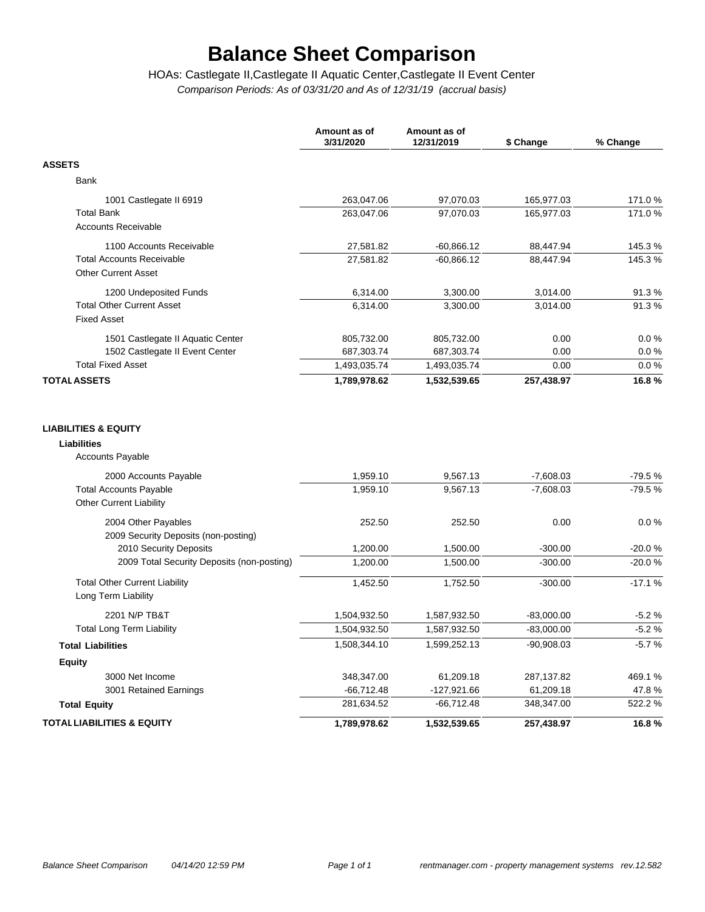# Balance Sheet Comparison

HOAs: Castlegate II,Castlegate II Aquatic Center,Castlegate II Event Center

*Comparison Periods: As of 03/31/20 and As of 12/31/19 (accrual basis)*

| | Amount as of 3/31/2020 | Amount as of 12/31/2019 | $ Change | % Change |
|---|---|---|---|---|
| **ASSETS** | | | | |
| Bank | | | | |
| 1001 Castlegate II 6919 | 263,047.06 | 97,070.03 | 165,977.03 | 171.0 % |
| Total Bank | 263,047.06 | 97,070.03 | 165,977.03 | 171.0 % |
| Accounts Receivable | | | | |
| 1100 Accounts Receivable | 27,581.82 | -60,866.12 | 88,447.94 | 145.3 % |
| Total Accounts Receivable | 27,581.82 | -60,866.12 | 88,447.94 | 145.3 % |
| Other Current Asset | | | | |
| 1200 Undeposited Funds | 6,314.00 | 3,300.00 | 3,014.00 | 91.3 % |
| Total Other Current Asset | 6,314.00 | 3,300.00 | 3,014.00 | 91.3 % |
| Fixed Asset | | | | |
| 1501 Castlegate II Aquatic Center | 805,732.00 | 805,732.00 | 0.00 | 0.0 % |
| 1502 Castlegate II Event Center | 687,303.74 | 687,303.74 | 0.00 | 0.0 % |
| Total Fixed Asset | 1,493,035.74 | 1,493,035.74 | 0.00 | 0.0 % |
| **TOTAL ASSETS** | **1,789,978.62** | **1,532,539.65** | **257,438.97** | **16.8 %** |
| | | | | |
| **LIABILITIES & EQUITY** | | | | |
| **Liabilities** | | | | |
| Accounts Payable | | | | |
| 2000 Accounts Payable | 1,959.10 | 9,567.13 | -7,608.03 | -79.5 % |
| Total Accounts Payable | 1,959.10 | 9,567.13 | -7,608.03 | -79.5 % |
| Other Current Liability | | | | |
| 2004 Other Payables | 252.50 | 252.50 | 0.00 | 0.0 % |
| 2009 Security Deposits (non-posting) | | | | |
| 2010 Security Deposits | 1,200.00 | 1,500.00 | -300.00 | -20.0 % |
| 2009 Total Security Deposits (non-posting) | 1,200.00 | 1,500.00 | -300.00 | -20.0 % |
| Total Other Current Liability | 1,452.50 | 1,752.50 | -300.00 | -17.1 % |
| Long Term Liability | | | | |
| 2201 N/P TB&T | 1,504,932.50 | 1,587,932.50 | -83,000.00 | -5.2 % |
| Total Long Term Liability | 1,504,932.50 | 1,587,932.50 | -83,000.00 | -5.2 % |
| **Total Liabilities** | 1,508,344.10 | 1,599,252.13 | -90,908.03 | -5.7 % |
| **Equity** | | | | |
| 3000 Net Income | 348,347.00 | 61,209.18 | 287,137.82 | 469.1 % |
| 3001 Retained Earnings | -66,712.48 | -127,921.66 | 61,209.18 | 47.8 % |
| **Total Equity** | 281,634.52 | -66,712.48 | 348,347.00 | 522.2 % |
| **TOTAL LIABILITIES & EQUITY** | **1,789,978.62** | **1,532,539.65** | **257,438.97** | **16.8 %** |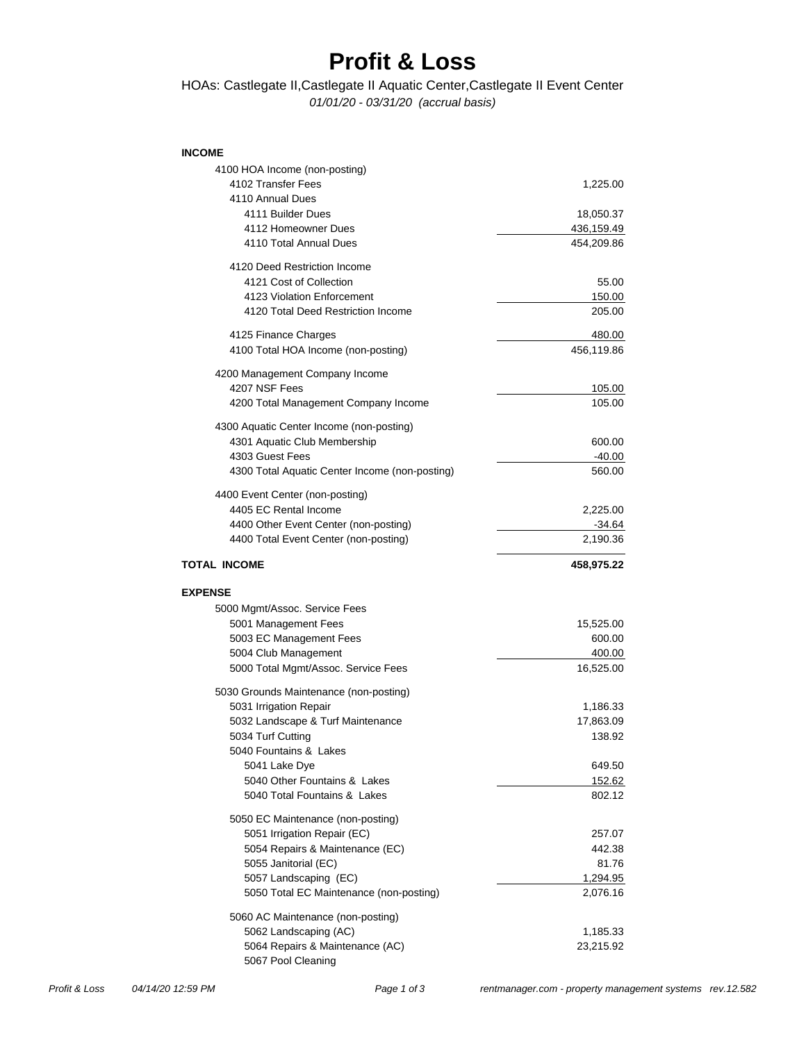# Profit & Loss

HOAs: Castlegate II,Castlegate II Aquatic Center,Castlegate II Event Center

*01/01/20 - 03/31/20 (accrual basis)*

| | |
|---|---:|
| **INCOME** | |
| 4100 HOA Income (non-posting) | |
| 4102 Transfer Fees | 1,225.00 |
| 4110 Annual Dues | |
| 4111 Builder Dues | 18,050.37 |
| 4112 Homeowner Dues | 436,159.49 |
| 4110 Total Annual Dues | 454,209.86 |
| 4120 Deed Restriction Income | |
| 4121 Cost of Collection | 55.00 |
| 4123 Violation Enforcement | 150.00 |
| 4120 Total Deed Restriction Income | 205.00 |
| 4125 Finance Charges | 480.00 |
| 4100 Total HOA Income (non-posting) | 456,119.86 |
| 4200 Management Company Income | |
| 4207 NSF Fees | 105.00 |
| 4200 Total Management Company Income | 105.00 |
| 4300 Aquatic Center Income (non-posting) | |
| 4301 Aquatic Club Membership | 600.00 |
| 4303 Guest Fees | -40.00 |
| 4300 Total Aquatic Center Income (non-posting) | 560.00 |
| 4400 Event Center (non-posting) | |
| 4405 EC Rental Income | 2,225.00 |
| 4400 Other Event Center (non-posting) | -34.64 |
| 4400 Total Event Center (non-posting) | 2,190.36 |
| **TOTAL INCOME** | **458,975.22** |
| **EXPENSE** | |
| 5000 Mgmt/Assoc. Service Fees | |
| 5001 Management Fees | 15,525.00 |
| 5003 EC Management Fees | 600.00 |
| 5004 Club Management | 400.00 |
| 5000 Total Mgmt/Assoc. Service Fees | 16,525.00 |
| 5030 Grounds Maintenance (non-posting) | |
| 5031 Irrigation Repair | 1,186.33 |
| 5032 Landscape & Turf Maintenance | 17,863.09 |
| 5034 Turf Cutting | 138.92 |
| 5040 Fountains & Lakes | |
| 5041 Lake Dye | 649.50 |
| 5040 Other Fountains & Lakes | 152.62 |
| 5040 Total Fountains & Lakes | 802.12 |
| 5050 EC Maintenance (non-posting) | |
| 5051 Irrigation Repair (EC) | 257.07 |
| 5054 Repairs & Maintenance (EC) | 442.38 |
| 5055 Janitorial (EC) | 81.76 |
| 5057 Landscaping (EC) | 1,294.95 |
| 5050 Total EC Maintenance (non-posting) | 2,076.16 |
| 5060 AC Maintenance (non-posting) | |
| 5062 Landscaping (AC) | 1,185.33 |
| 5064 Repairs & Maintenance (AC) | 23,215.92 |
| 5067 Pool Cleaning | |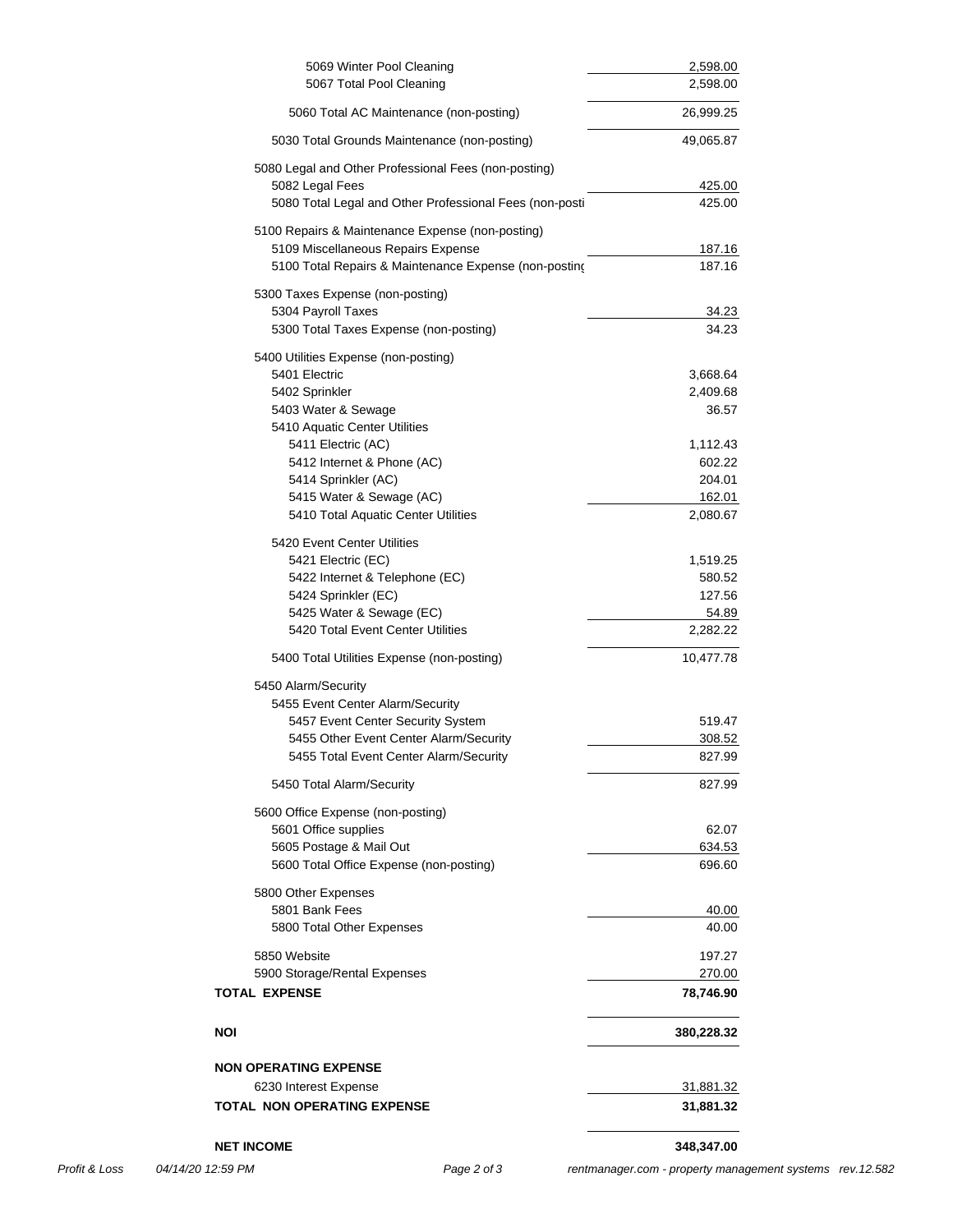| Account | Amount |
|---|---|
| 5069 Winter Pool Cleaning | 2,598.00 |
| 5067 Total Pool Cleaning | 2,598.00 |
| 5060 Total AC Maintenance (non-posting) | 26,999.25 |
| 5030 Total Grounds Maintenance (non-posting) | 49,065.87 |
| 5080 Legal and Other Professional Fees (non-posting) | |
| 5082 Legal Fees | 425.00 |
| 5080 Total Legal and Other Professional Fees (non-posti | 425.00 |
| 5100 Repairs & Maintenance Expense (non-posting) | |
| 5109 Miscellaneous Repairs Expense | 187.16 |
| 5100 Total Repairs & Maintenance Expense (non-postinç | 187.16 |
| 5300 Taxes Expense (non-posting) | |
| 5304 Payroll Taxes | 34.23 |
| 5300 Total Taxes Expense (non-posting) | 34.23 |
| 5400 Utilities Expense (non-posting) | |
| 5401 Electric | 3,668.64 |
| 5402 Sprinkler | 2,409.68 |
| 5403 Water & Sewage | 36.57 |
| 5410 Aquatic Center Utilities | |
| 5411 Electric (AC) | 1,112.43 |
| 5412 Internet & Phone (AC) | 602.22 |
| 5414 Sprinkler (AC) | 204.01 |
| 5415 Water & Sewage (AC) | 162.01 |
| 5410 Total Aquatic Center Utilities | 2,080.67 |
| 5420 Event Center Utilities | |
| 5421 Electric (EC) | 1,519.25 |
| 5422 Internet & Telephone (EC) | 580.52 |
| 5424 Sprinkler (EC) | 127.56 |
| 5425 Water & Sewage (EC) | 54.89 |
| 5420 Total Event Center Utilities | 2,282.22 |
| 5400 Total Utilities Expense (non-posting) | 10,477.78 |
| 5450 Alarm/Security | |
| 5455 Event Center Alarm/Security | |
| 5457 Event Center Security System | 519.47 |
| 5455 Other Event Center Alarm/Security | 308.52 |
| 5455 Total Event Center Alarm/Security | 827.99 |
| 5450 Total Alarm/Security | 827.99 |
| 5600 Office Expense (non-posting) | |
| 5601 Office supplies | 62.07 |
| 5605 Postage & Mail Out | 634.53 |
| 5600 Total Office Expense (non-posting) | 696.60 |
| 5800 Other Expenses | |
| 5801 Bank Fees | 40.00 |
| 5800 Total Other Expenses | 40.00 |
| 5850 Website | 197.27 |
| 5900 Storage/Rental Expenses | 270.00 |
| **TOTAL EXPENSE** | **78,746.90** |
| **NOI** | **380,228.32** |
| **NON OPERATING EXPENSE** | |
| 6230 Interest Expense | 31,881.32 |
| **TOTAL NON OPERATING EXPENSE** | **31,881.32** |
| **NET INCOME** | **348,347.00** |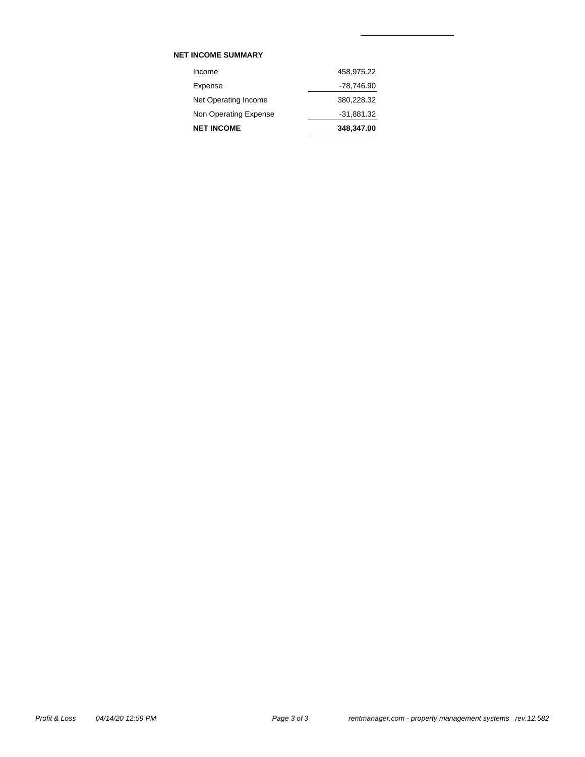**NET INCOME SUMMARY**

| | |
|---|---:|
| Income | 458,975.22 |
| Expense | -78,746.90 |
| Net Operating Income | 380,228.32 |
| Non Operating Expense | -31,881.32 |
| **NET INCOME** | **348,347.00** |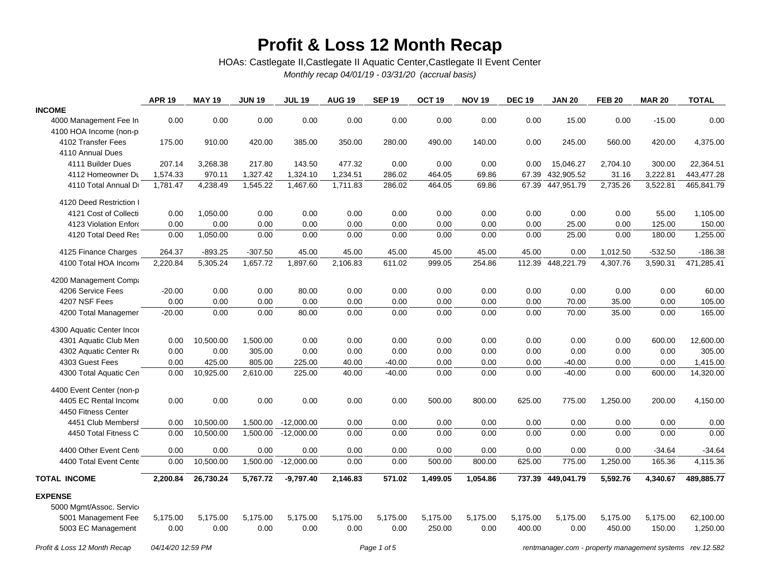# Profit & Loss 12 Month Recap

HOAs: Castlegate II,Castlegate II Aquatic Center,Castlegate II Event Center

*Monthly recap 04/01/19 - 03/31/20 (accrual basis)*

| | APR 19 | MAY 19 | JUN 19 | JUL 19 | AUG 19 | SEP 19 | OCT 19 | NOV 19 | DEC 19 | JAN 20 | FEB 20 | MAR 20 | TOTAL |
|---|---|---|---|---|---|---|---|---|---|---|---|---|---|
| **INCOME** | | | | | | | | | | | | | |
| 4000 Management Fee In | 0.00 | 0.00 | 0.00 | 0.00 | 0.00 | 0.00 | 0.00 | 0.00 | 0.00 | 15.00 | 0.00 | -15.00 | 0.00 |
| 4100 HOA Income (non-p | | | | | | | | | | | | | |
| 4102 Transfer Fees | 175.00 | 910.00 | 420.00 | 385.00 | 350.00 | 280.00 | 490.00 | 140.00 | 0.00 | 245.00 | 560.00 | 420.00 | 4,375.00 |
| 4110 Annual Dues | | | | | | | | | | | | | |
| 4111 Builder Dues | 207.14 | 3,268.38 | 217.80 | 143.50 | 477.32 | 0.00 | 0.00 | 0.00 | 0.00 | 15,046.27 | 2,704.10 | 300.00 | 22,364.51 |
| 4112 Homeowner Du | 1,574.33 | 970.11 | 1,327.42 | 1,324.10 | 1,234.51 | 286.02 | 464.05 | 69.86 | 67.39 | 432,905.52 | 31.16 | 3,222.81 | 443,477.28 |
| 4110 Total Annual Du | 1,781.47 | 4,238.49 | 1,545.22 | 1,467.60 | 1,711.83 | 286.02 | 464.05 | 69.86 | 67.39 | 447,951.79 | 2,735.26 | 3,522.81 | 465,841.79 |
| 4120 Deed Restriction I | | | | | | | | | | | | | |
| 4121 Cost of Collecti | 0.00 | 1,050.00 | 0.00 | 0.00 | 0.00 | 0.00 | 0.00 | 0.00 | 0.00 | 0.00 | 0.00 | 55.00 | 1,105.00 |
| 4123 Violation Enforc | 0.00 | 0.00 | 0.00 | 0.00 | 0.00 | 0.00 | 0.00 | 0.00 | 0.00 | 25.00 | 0.00 | 125.00 | 150.00 |
| 4120 Total Deed Res | 0.00 | 1,050.00 | 0.00 | 0.00 | 0.00 | 0.00 | 0.00 | 0.00 | 0.00 | 25.00 | 0.00 | 180.00 | 1,255.00 |
| 4125 Finance Charges | 264.37 | -893.25 | -307.50 | 45.00 | 45.00 | 45.00 | 45.00 | 45.00 | 45.00 | 0.00 | 1,012.50 | -532.50 | -186.38 |
| 4100 Total HOA Income | 2,220.84 | 5,305.24 | 1,657.72 | 1,897.60 | 2,106.83 | 611.02 | 999.05 | 254.86 | 112.39 | 448,221.79 | 4,307.76 | 3,590.31 | 471,285.41 |
| 4200 Management Compa | | | | | | | | | | | | | |
| 4206 Service Fees | -20.00 | 0.00 | 0.00 | 80.00 | 0.00 | 0.00 | 0.00 | 0.00 | 0.00 | 0.00 | 0.00 | 0.00 | 60.00 |
| 4207 NSF Fees | 0.00 | 0.00 | 0.00 | 0.00 | 0.00 | 0.00 | 0.00 | 0.00 | 0.00 | 70.00 | 35.00 | 0.00 | 105.00 |
| 4200 Total Managemen | -20.00 | 0.00 | 0.00 | 80.00 | 0.00 | 0.00 | 0.00 | 0.00 | 0.00 | 70.00 | 35.00 | 0.00 | 165.00 |
| 4300 Aquatic Center Inco | | | | | | | | | | | | | |
| 4301 Aquatic Club Mem | 0.00 | 10,500.00 | 1,500.00 | 0.00 | 0.00 | 0.00 | 0.00 | 0.00 | 0.00 | 0.00 | 0.00 | 600.00 | 12,600.00 |
| 4302 Aquatic Center Re | 0.00 | 0.00 | 305.00 | 0.00 | 0.00 | 0.00 | 0.00 | 0.00 | 0.00 | 0.00 | 0.00 | 0.00 | 305.00 |
| 4303 Guest Fees | 0.00 | 425.00 | 805.00 | 225.00 | 40.00 | -40.00 | 0.00 | 0.00 | 0.00 | -40.00 | 0.00 | 0.00 | 1,415.00 |
| 4300 Total Aquatic Cen | 0.00 | 10,925.00 | 2,610.00 | 225.00 | 40.00 | -40.00 | 0.00 | 0.00 | 0.00 | -40.00 | 0.00 | 600.00 | 14,320.00 |
| 4400 Event Center (non-p | | | | | | | | | | | | | |
| 4405 EC Rental Income | 0.00 | 0.00 | 0.00 | 0.00 | 0.00 | 0.00 | 500.00 | 800.00 | 625.00 | 775.00 | 1,250.00 | 200.00 | 4,150.00 |
| 4450 Fitness Center | | | | | | | | | | | | | |
| 4451 Club Membersh | 0.00 | 10,500.00 | 1,500.00 | -12,000.00 | 0.00 | 0.00 | 0.00 | 0.00 | 0.00 | 0.00 | 0.00 | 0.00 | 0.00 |
| 4450 Total Fitness C | 0.00 | 10,500.00 | 1,500.00 | -12,000.00 | 0.00 | 0.00 | 0.00 | 0.00 | 0.00 | 0.00 | 0.00 | 0.00 | 0.00 |
| 4400 Other Event Cent | 0.00 | 0.00 | 0.00 | 0.00 | 0.00 | 0.00 | 0.00 | 0.00 | 0.00 | 0.00 | 0.00 | -34.64 | -34.64 |
| 4400 Total Event Cente | 0.00 | 10,500.00 | 1,500.00 | -12,000.00 | 0.00 | 0.00 | 500.00 | 800.00 | 625.00 | 775.00 | 1,250.00 | 165.36 | 4,115.36 |
| **TOTAL INCOME** | **2,200.84** | **26,730.24** | **5,767.72** | **-9,797.40** | **2,146.83** | **571.02** | **1,499.05** | **1,054.86** | **737.39** | **449,041.79** | **5,592.76** | **4,340.67** | **489,885.77** |
| **EXPENSE** | | | | | | | | | | | | | |
| 5000 Mgmt/Assoc. Servic | | | | | | | | | | | | | |
| 5001 Management Fee | 5,175.00 | 5,175.00 | 5,175.00 | 5,175.00 | 5,175.00 | 5,175.00 | 5,175.00 | 5,175.00 | 5,175.00 | 5,175.00 | 5,175.00 | 5,175.00 | 62,100.00 |
| 5003 EC Management | 0.00 | 0.00 | 0.00 | 0.00 | 0.00 | 0.00 | 250.00 | 0.00 | 400.00 | 0.00 | 450.00 | 150.00 | 1,250.00 |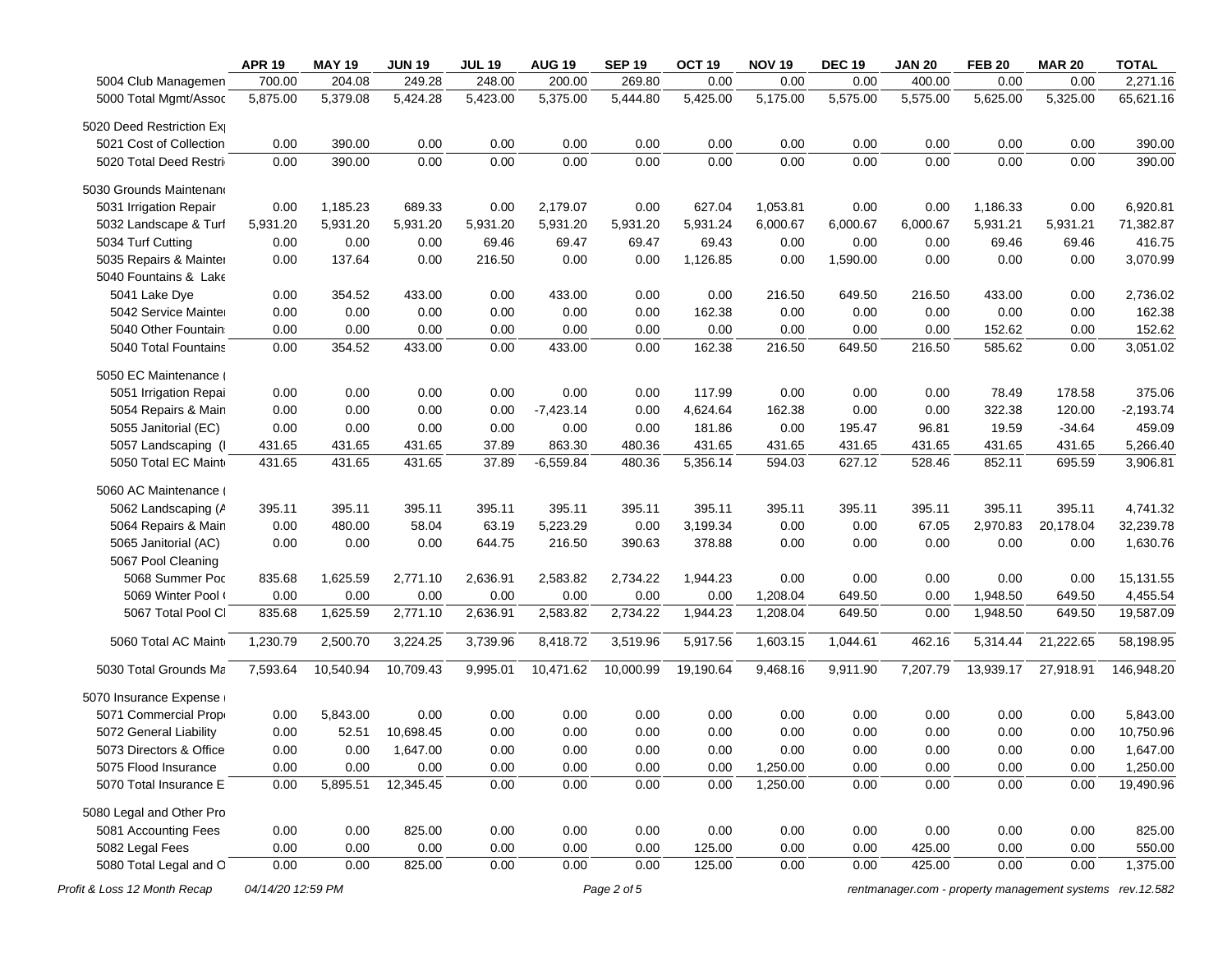| | APR 19 | MAY 19 | JUN 19 | JUL 19 | AUG 19 | SEP 19 | OCT 19 | NOV 19 | DEC 19 | JAN 20 | FEB 20 | MAR 20 | TOTAL |
|---|---|---|---|---|---|---|---|---|---|---|---|---|---|
| 5004 Club Managemen | 700.00 | 204.08 | 249.28 | 248.00 | 200.00 | 269.80 | 0.00 | 0.00 | 0.00 | 400.00 | 0.00 | 0.00 | 2,271.16 |
| 5000 Total Mgmt/Assoc | 5,875.00 | 5,379.08 | 5,424.28 | 5,423.00 | 5,375.00 | 5,444.80 | 5,425.00 | 5,175.00 | 5,575.00 | 5,575.00 | 5,625.00 | 5,325.00 | 65,621.16 |
| 5020 Deed Restriction Ex | | | | | | | | | | | | | |
| 5021 Cost of Collection | 0.00 | 390.00 | 0.00 | 0.00 | 0.00 | 0.00 | 0.00 | 0.00 | 0.00 | 0.00 | 0.00 | 0.00 | 390.00 |
| 5020 Total Deed Restri | 0.00 | 390.00 | 0.00 | 0.00 | 0.00 | 0.00 | 0.00 | 0.00 | 0.00 | 0.00 | 0.00 | 0.00 | 390.00 |
| 5030 Grounds Maintenan | | | | | | | | | | | | | |
| 5031 Irrigation Repair | 0.00 | 1,185.23 | 689.33 | 0.00 | 2,179.07 | 0.00 | 627.04 | 1,053.81 | 0.00 | 0.00 | 1,186.33 | 0.00 | 6,920.81 |
| 5032 Landscape & Turf | 5,931.20 | 5,931.20 | 5,931.20 | 5,931.20 | 5,931.20 | 5,931.20 | 5,931.24 | 6,000.67 | 6,000.67 | 6,000.67 | 5,931.21 | 5,931.21 | 71,382.87 |
| 5034 Turf Cutting | 0.00 | 0.00 | 0.00 | 69.46 | 69.47 | 69.47 | 69.43 | 0.00 | 0.00 | 0.00 | 69.46 | 69.46 | 416.75 |
| 5035 Repairs & Mainte | 0.00 | 137.64 | 0.00 | 216.50 | 0.00 | 0.00 | 1,126.85 | 0.00 | 1,590.00 | 0.00 | 0.00 | 0.00 | 3,070.99 |
| 5040 Fountains & Lake | | | | | | | | | | | | | |
| 5041 Lake Dye | 0.00 | 354.52 | 433.00 | 0.00 | 433.00 | 0.00 | 0.00 | 216.50 | 649.50 | 216.50 | 433.00 | 0.00 | 2,736.02 |
| 5042 Service Mainte | 0.00 | 0.00 | 0.00 | 0.00 | 0.00 | 0.00 | 162.38 | 0.00 | 0.00 | 0.00 | 0.00 | 0.00 | 162.38 |
| 5040 Other Fountain | 0.00 | 0.00 | 0.00 | 0.00 | 0.00 | 0.00 | 0.00 | 0.00 | 0.00 | 0.00 | 152.62 | 0.00 | 152.62 |
| 5040 Total Fountains | 0.00 | 354.52 | 433.00 | 0.00 | 433.00 | 0.00 | 162.38 | 216.50 | 649.50 | 216.50 | 585.62 | 0.00 | 3,051.02 |
| 5050 EC Maintenance ( | | | | | | | | | | | | | |
| 5051 Irrigation Repai | 0.00 | 0.00 | 0.00 | 0.00 | 0.00 | 0.00 | 117.99 | 0.00 | 0.00 | 0.00 | 78.49 | 178.58 | 375.06 |
| 5054 Repairs & Main | 0.00 | 0.00 | 0.00 | 0.00 | -7,423.14 | 0.00 | 4,624.64 | 162.38 | 0.00 | 0.00 | 322.38 | 120.00 | -2,193.74 |
| 5055 Janitorial (EC) | 0.00 | 0.00 | 0.00 | 0.00 | 0.00 | 0.00 | 181.86 | 0.00 | 195.47 | 96.81 | 19.59 | -34.64 | 459.09 |
| 5057 Landscaping (I | 431.65 | 431.65 | 431.65 | 37.89 | 863.30 | 480.36 | 431.65 | 431.65 | 431.65 | 431.65 | 431.65 | 431.65 | 5,266.40 |
| 5050 Total EC Maint | 431.65 | 431.65 | 431.65 | 37.89 | -6,559.84 | 480.36 | 5,356.14 | 594.03 | 627.12 | 528.46 | 852.11 | 695.59 | 3,906.81 |
| 5060 AC Maintenance ( | | | | | | | | | | | | | |
| 5062 Landscaping (A | 395.11 | 395.11 | 395.11 | 395.11 | 395.11 | 395.11 | 395.11 | 395.11 | 395.11 | 395.11 | 395.11 | 395.11 | 4,741.32 |
| 5064 Repairs & Main | 0.00 | 480.00 | 58.04 | 63.19 | 5,223.29 | 0.00 | 3,199.34 | 0.00 | 0.00 | 67.05 | 2,970.83 | 20,178.04 | 32,239.78 |
| 5065 Janitorial (AC) | 0.00 | 0.00 | 0.00 | 644.75 | 216.50 | 390.63 | 378.88 | 0.00 | 0.00 | 0.00 | 0.00 | 0.00 | 1,630.76 |
| 5067 Pool Cleaning | | | | | | | | | | | | | |
| 5068 Summer Poo | 835.68 | 1,625.59 | 2,771.10 | 2,636.91 | 2,583.82 | 2,734.22 | 1,944.23 | 0.00 | 0.00 | 0.00 | 0.00 | 0.00 | 15,131.55 |
| 5069 Winter Pool ( | 0.00 | 0.00 | 0.00 | 0.00 | 0.00 | 0.00 | 0.00 | 1,208.04 | 649.50 | 0.00 | 1,948.50 | 649.50 | 4,455.54 |
| 5067 Total Pool Cl | 835.68 | 1,625.59 | 2,771.10 | 2,636.91 | 2,583.82 | 2,734.22 | 1,944.23 | 1,208.04 | 649.50 | 0.00 | 1,948.50 | 649.50 | 19,587.09 |
| 5060 Total AC Maint | 1,230.79 | 2,500.70 | 3,224.25 | 3,739.96 | 8,418.72 | 3,519.96 | 5,917.56 | 1,603.15 | 1,044.61 | 462.16 | 5,314.44 | 21,222.65 | 58,198.95 |
| 5030 Total Grounds Ma | 7,593.64 | 10,540.94 | 10,709.43 | 9,995.01 | 10,471.62 | 10,000.99 | 19,190.64 | 9,468.16 | 9,911.90 | 7,207.79 | 13,939.17 | 27,918.91 | 146,948.20 |
| 5070 Insurance Expense | | | | | | | | | | | | | |
| 5071 Commercial Prop | 0.00 | 5,843.00 | 0.00 | 0.00 | 0.00 | 0.00 | 0.00 | 0.00 | 0.00 | 0.00 | 0.00 | 0.00 | 5,843.00 |
| 5072 General Liability | 0.00 | 52.51 | 10,698.45 | 0.00 | 0.00 | 0.00 | 0.00 | 0.00 | 0.00 | 0.00 | 0.00 | 0.00 | 10,750.96 |
| 5073 Directors & Office | 0.00 | 0.00 | 1,647.00 | 0.00 | 0.00 | 0.00 | 0.00 | 0.00 | 0.00 | 0.00 | 0.00 | 0.00 | 1,647.00 |
| 5075 Flood Insurance | 0.00 | 0.00 | 0.00 | 0.00 | 0.00 | 0.00 | 0.00 | 1,250.00 | 0.00 | 0.00 | 0.00 | 0.00 | 1,250.00 |
| 5070 Total Insurance E | 0.00 | 5,895.51 | 12,345.45 | 0.00 | 0.00 | 0.00 | 0.00 | 1,250.00 | 0.00 | 0.00 | 0.00 | 0.00 | 19,490.96 |
| 5080 Legal and Other Pro | | | | | | | | | | | | | |
| 5081 Accounting Fees | 0.00 | 0.00 | 825.00 | 0.00 | 0.00 | 0.00 | 0.00 | 0.00 | 0.00 | 0.00 | 0.00 | 0.00 | 825.00 |
| 5082 Legal Fees | 0.00 | 0.00 | 0.00 | 0.00 | 0.00 | 0.00 | 125.00 | 0.00 | 0.00 | 425.00 | 0.00 | 0.00 | 550.00 |
| 5080 Total Legal and O | 0.00 | 0.00 | 825.00 | 0.00 | 0.00 | 0.00 | 125.00 | 0.00 | 0.00 | 425.00 | 0.00 | 0.00 | 1,375.00 |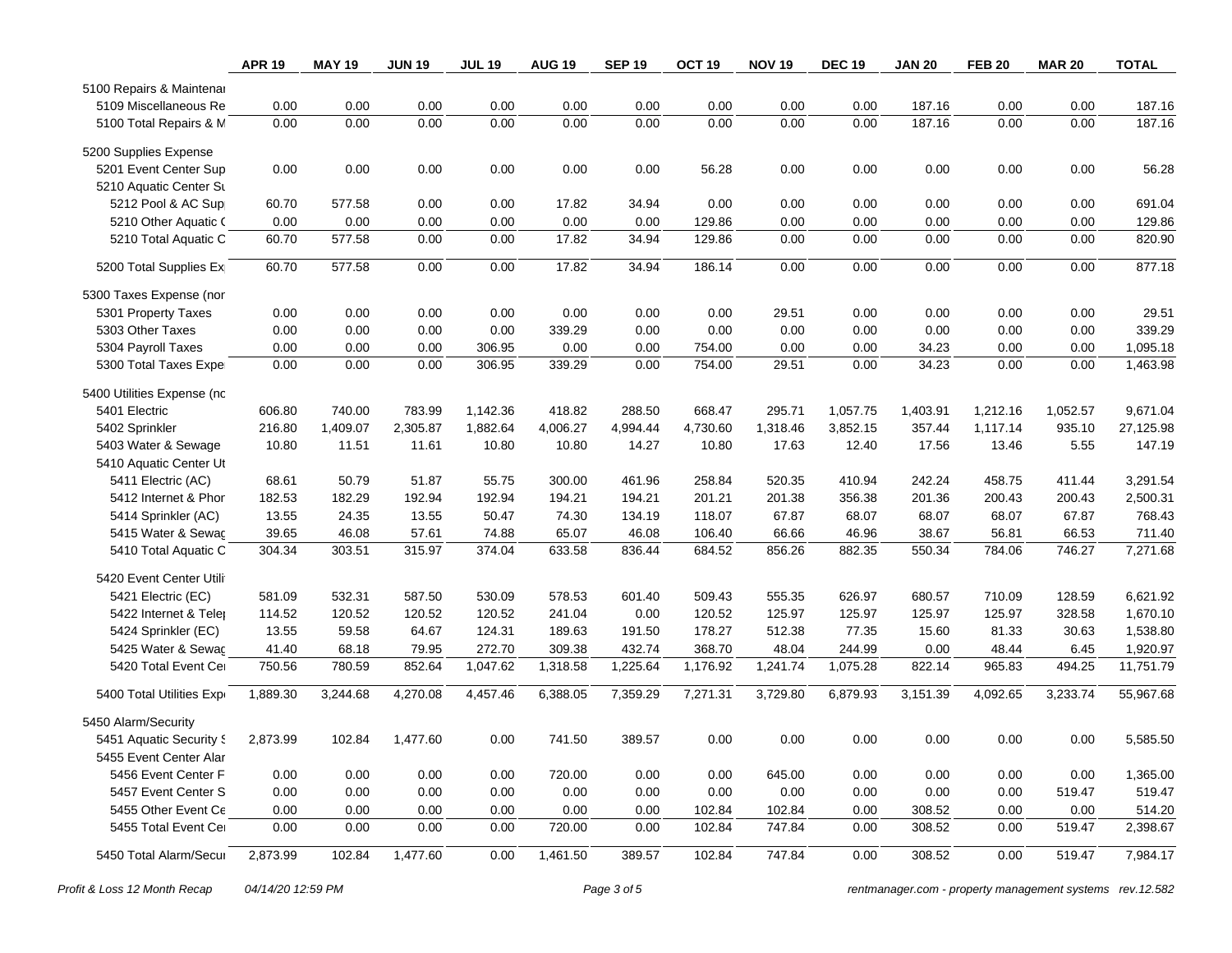| | APR 19 | MAY 19 | JUN 19 | JUL 19 | AUG 19 | SEP 19 | OCT 19 | NOV 19 | DEC 19 | JAN 20 | FEB 20 | MAR 20 | TOTAL |
|---|---|---|---|---|---|---|---|---|---|---|---|---|---|
| 5100 Repairs & Maintenai | | | | | | | | | | | | | |
| 5109 Miscellaneous Re | 0.00 | 0.00 | 0.00 | 0.00 | 0.00 | 0.00 | 0.00 | 0.00 | 0.00 | 187.16 | 0.00 | 0.00 | 187.16 |
| 5100 Total Repairs & M | 0.00 | 0.00 | 0.00 | 0.00 | 0.00 | 0.00 | 0.00 | 0.00 | 0.00 | 187.16 | 0.00 | 0.00 | 187.16 |
| 5200 Supplies Expense | | | | | | | | | | | | | |
| 5201 Event Center Sup | 0.00 | 0.00 | 0.00 | 0.00 | 0.00 | 0.00 | 56.28 | 0.00 | 0.00 | 0.00 | 0.00 | 0.00 | 56.28 |
| 5210 Aquatic Center Su | | | | | | | | | | | | | |
| 5212 Pool & AC Sup | 60.70 | 577.58 | 0.00 | 0.00 | 17.82 | 34.94 | 0.00 | 0.00 | 0.00 | 0.00 | 0.00 | 0.00 | 691.04 |
| 5210 Other Aquatic ( | 0.00 | 0.00 | 0.00 | 0.00 | 0.00 | 0.00 | 129.86 | 0.00 | 0.00 | 0.00 | 0.00 | 0.00 | 129.86 |
| 5210 Total Aquatic C | 60.70 | 577.58 | 0.00 | 0.00 | 17.82 | 34.94 | 129.86 | 0.00 | 0.00 | 0.00 | 0.00 | 0.00 | 820.90 |
| 5200 Total Supplies Ex | 60.70 | 577.58 | 0.00 | 0.00 | 17.82 | 34.94 | 186.14 | 0.00 | 0.00 | 0.00 | 0.00 | 0.00 | 877.18 |
| 5300 Taxes Expense (nor | | | | | | | | | | | | | |
| 5301 Property Taxes | 0.00 | 0.00 | 0.00 | 0.00 | 0.00 | 0.00 | 0.00 | 29.51 | 0.00 | 0.00 | 0.00 | 0.00 | 29.51 |
| 5303 Other Taxes | 0.00 | 0.00 | 0.00 | 0.00 | 339.29 | 0.00 | 0.00 | 0.00 | 0.00 | 0.00 | 0.00 | 0.00 | 339.29 |
| 5304 Payroll Taxes | 0.00 | 0.00 | 0.00 | 306.95 | 0.00 | 0.00 | 754.00 | 0.00 | 0.00 | 34.23 | 0.00 | 0.00 | 1,095.18 |
| 5300 Total Taxes Expe | 0.00 | 0.00 | 0.00 | 306.95 | 339.29 | 0.00 | 754.00 | 29.51 | 0.00 | 34.23 | 0.00 | 0.00 | 1,463.98 |
| 5400 Utilities Expense (nc | | | | | | | | | | | | | |
| 5401 Electric | 606.80 | 740.00 | 783.99 | 1,142.36 | 418.82 | 288.50 | 668.47 | 295.71 | 1,057.75 | 1,403.91 | 1,212.16 | 1,052.57 | 9,671.04 |
| 5402 Sprinkler | 216.80 | 1,409.07 | 2,305.87 | 1,882.64 | 4,006.27 | 4,994.44 | 4,730.60 | 1,318.46 | 3,852.15 | 357.44 | 1,117.14 | 935.10 | 27,125.98 |
| 5403 Water & Sewage | 10.80 | 11.51 | 11.61 | 10.80 | 10.80 | 14.27 | 10.80 | 17.63 | 12.40 | 17.56 | 13.46 | 5.55 | 147.19 |
| 5410 Aquatic Center Ut | | | | | | | | | | | | | |
| 5411 Electric (AC) | 68.61 | 50.79 | 51.87 | 55.75 | 300.00 | 461.96 | 258.84 | 520.35 | 410.94 | 242.24 | 458.75 | 411.44 | 3,291.54 |
| 5412 Internet & Phor | 182.53 | 182.29 | 192.94 | 192.94 | 194.21 | 194.21 | 201.21 | 201.38 | 356.38 | 201.36 | 200.43 | 200.43 | 2,500.31 |
| 5414 Sprinkler (AC) | 13.55 | 24.35 | 13.55 | 50.47 | 74.30 | 134.19 | 118.07 | 67.87 | 68.07 | 68.07 | 68.07 | 67.87 | 768.43 |
| 5415 Water & Sewag | 39.65 | 46.08 | 57.61 | 74.88 | 65.07 | 46.08 | 106.40 | 66.66 | 46.96 | 38.67 | 56.81 | 66.53 | 711.40 |
| 5410 Total Aquatic C | 304.34 | 303.51 | 315.97 | 374.04 | 633.58 | 836.44 | 684.52 | 856.26 | 882.35 | 550.34 | 784.06 | 746.27 | 7,271.68 |
| 5420 Event Center Utili | | | | | | | | | | | | | |
| 5421 Electric (EC) | 581.09 | 532.31 | 587.50 | 530.09 | 578.53 | 601.40 | 509.43 | 555.35 | 626.97 | 680.57 | 710.09 | 128.59 | 6,621.92 |
| 5422 Internet & Telep | 114.52 | 120.52 | 120.52 | 120.52 | 241.04 | 0.00 | 120.52 | 125.97 | 125.97 | 125.97 | 125.97 | 328.58 | 1,670.10 |
| 5424 Sprinkler (EC) | 13.55 | 59.58 | 64.67 | 124.31 | 189.63 | 191.50 | 178.27 | 512.38 | 77.35 | 15.60 | 81.33 | 30.63 | 1,538.80 |
| 5425 Water & Sewag | 41.40 | 68.18 | 79.95 | 272.70 | 309.38 | 432.74 | 368.70 | 48.04 | 244.99 | 0.00 | 48.44 | 6.45 | 1,920.97 |
| 5420 Total Event Cer | 750.56 | 780.59 | 852.64 | 1,047.62 | 1,318.58 | 1,225.64 | 1,176.92 | 1,241.74 | 1,075.28 | 822.14 | 965.83 | 494.25 | 11,751.79 |
| 5400 Total Utilities Exp | 1,889.30 | 3,244.68 | 4,270.08 | 4,457.46 | 6,388.05 | 7,359.29 | 7,271.31 | 3,729.80 | 6,879.93 | 3,151.39 | 4,092.65 | 3,233.74 | 55,967.68 |
| 5450 Alarm/Security | | | | | | | | | | | | | |
| 5451 Aquatic Security S | 2,873.99 | 102.84 | 1,477.60 | 0.00 | 741.50 | 389.57 | 0.00 | 0.00 | 0.00 | 0.00 | 0.00 | 0.00 | 5,585.50 |
| 5455 Event Center Alar | | | | | | | | | | | | | |
| 5456 Event Center F | 0.00 | 0.00 | 0.00 | 0.00 | 720.00 | 0.00 | 0.00 | 645.00 | 0.00 | 0.00 | 0.00 | 0.00 | 1,365.00 |
| 5457 Event Center S | 0.00 | 0.00 | 0.00 | 0.00 | 0.00 | 0.00 | 0.00 | 0.00 | 0.00 | 0.00 | 0.00 | 519.47 | 519.47 |
| 5455 Other Event Ce | 0.00 | 0.00 | 0.00 | 0.00 | 0.00 | 0.00 | 102.84 | 102.84 | 0.00 | 308.52 | 0.00 | 0.00 | 514.20 |
| 5455 Total Event Cer | 0.00 | 0.00 | 0.00 | 0.00 | 720.00 | 0.00 | 102.84 | 747.84 | 0.00 | 308.52 | 0.00 | 519.47 | 2,398.67 |
| 5450 Total Alarm/Secui | 2,873.99 | 102.84 | 1,477.60 | 0.00 | 1,461.50 | 389.57 | 102.84 | 747.84 | 0.00 | 308.52 | 0.00 | 519.47 | 7,984.17 |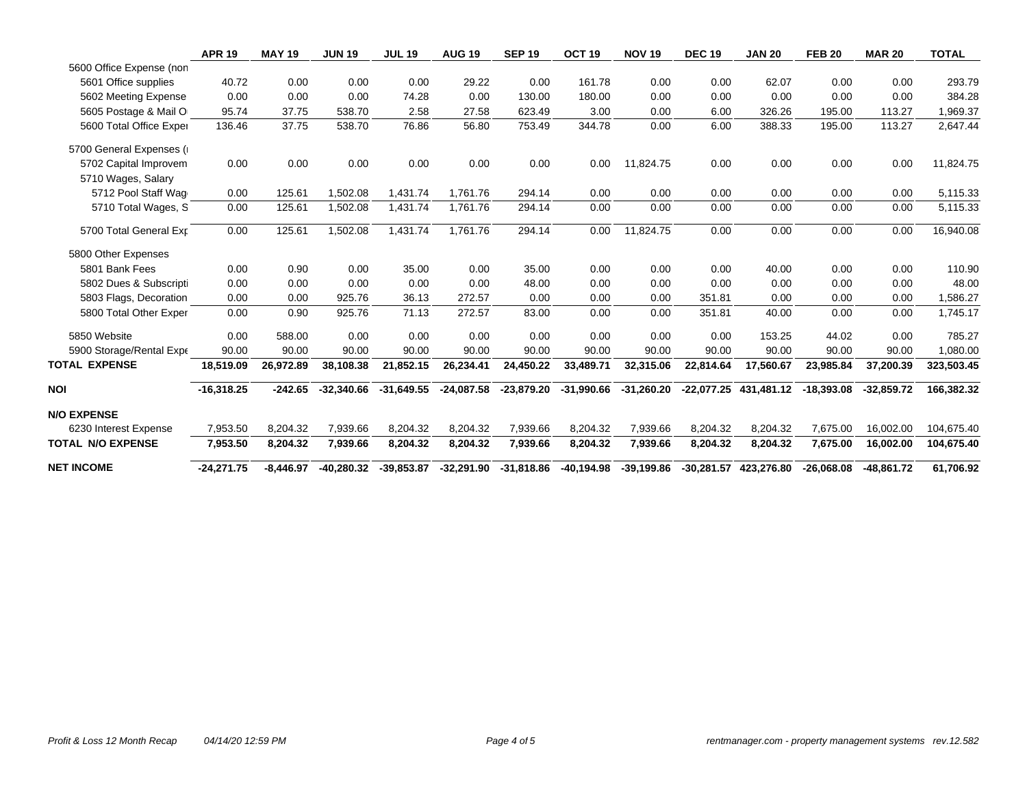| | APR 19 | MAY 19 | JUN 19 | JUL 19 | AUG 19 | SEP 19 | OCT 19 | NOV 19 | DEC 19 | JAN 20 | FEB 20 | MAR 20 | TOTAL |
|---|---|---|---|---|---|---|---|---|---|---|---|---|---|
| 5600 Office Expense (non | | | | | | | | | | | | | |
| 5601 Office supplies | 40.72 | 0.00 | 0.00 | 0.00 | 29.22 | 0.00 | 161.78 | 0.00 | 0.00 | 62.07 | 0.00 | 0.00 | 293.79 |
| 5602 Meeting Expense | 0.00 | 0.00 | 0.00 | 74.28 | 0.00 | 130.00 | 180.00 | 0.00 | 0.00 | 0.00 | 0.00 | 0.00 | 384.28 |
| 5605 Postage & Mail O | 95.74 | 37.75 | 538.70 | 2.58 | 27.58 | 623.49 | 3.00 | 0.00 | 6.00 | 326.26 | 195.00 | 113.27 | 1,969.37 |
| 5600 Total Office Exper | 136.46 | 37.75 | 538.70 | 76.86 | 56.80 | 753.49 | 344.78 | 0.00 | 6.00 | 388.33 | 195.00 | 113.27 | 2,647.44 |
| 5700 General Expenses (i | | | | | | | | | | | | | |
| 5702 Capital Improvem | 0.00 | 0.00 | 0.00 | 0.00 | 0.00 | 0.00 | 0.00 | 11,824.75 | 0.00 | 0.00 | 0.00 | 0.00 | 11,824.75 |
| 5710 Wages, Salary | | | | | | | | | | | | | |
| 5712 Pool Staff Wag | 0.00 | 125.61 | 1,502.08 | 1,431.74 | 1,761.76 | 294.14 | 0.00 | 0.00 | 0.00 | 0.00 | 0.00 | 0.00 | 5,115.33 |
| 5710 Total Wages, S | 0.00 | 125.61 | 1,502.08 | 1,431.74 | 1,761.76 | 294.14 | 0.00 | 0.00 | 0.00 | 0.00 | 0.00 | 0.00 | 5,115.33 |
| 5700 Total General Exp | 0.00 | 125.61 | 1,502.08 | 1,431.74 | 1,761.76 | 294.14 | 0.00 | 11,824.75 | 0.00 | 0.00 | 0.00 | 0.00 | 16,940.08 |
| 5800 Other Expenses | | | | | | | | | | | | | |
| 5801 Bank Fees | 0.00 | 0.90 | 0.00 | 35.00 | 0.00 | 35.00 | 0.00 | 0.00 | 0.00 | 40.00 | 0.00 | 0.00 | 110.90 |
| 5802 Dues & Subscripti | 0.00 | 0.00 | 0.00 | 0.00 | 0.00 | 48.00 | 0.00 | 0.00 | 0.00 | 0.00 | 0.00 | 0.00 | 48.00 |
| 5803 Flags, Decoration | 0.00 | 0.00 | 925.76 | 36.13 | 272.57 | 0.00 | 0.00 | 0.00 | 351.81 | 0.00 | 0.00 | 0.00 | 1,586.27 |
| 5800 Total Other Exper | 0.00 | 0.90 | 925.76 | 71.13 | 272.57 | 83.00 | 0.00 | 0.00 | 351.81 | 40.00 | 0.00 | 0.00 | 1,745.17 |
| 5850 Website | 0.00 | 588.00 | 0.00 | 0.00 | 0.00 | 0.00 | 0.00 | 0.00 | 0.00 | 153.25 | 44.02 | 0.00 | 785.27 |
| 5900 Storage/Rental Expe | 90.00 | 90.00 | 90.00 | 90.00 | 90.00 | 90.00 | 90.00 | 90.00 | 90.00 | 90.00 | 90.00 | 90.00 | 1,080.00 |
| **TOTAL EXPENSE** | **18,519.09** | **26,972.89** | **38,108.38** | **21,852.15** | **26,234.41** | **24,450.22** | **33,489.71** | **32,315.06** | **22,814.64** | **17,560.67** | **23,985.84** | **37,200.39** | **323,503.45** |
| **NOI** | **-16,318.25** | **-242.65** | **-32,340.66** | **-31,649.55** | **-24,087.58** | **-23,879.20** | **-31,990.66** | **-31,260.20** | **-22,077.25** | **431,481.12** | **-18,393.08** | **-32,859.72** | **166,382.32** |
| **N/O EXPENSE** | | | | | | | | | | | | | |
| 6230 Interest Expense | 7,953.50 | 8,204.32 | 7,939.66 | 8,204.32 | 8,204.32 | 7,939.66 | 8,204.32 | 7,939.66 | 8,204.32 | 8,204.32 | 7,675.00 | 16,002.00 | 104,675.40 |
| **TOTAL N/O EXPENSE** | **7,953.50** | **8,204.32** | **7,939.66** | **8,204.32** | **8,204.32** | **7,939.66** | **8,204.32** | **7,939.66** | **8,204.32** | **8,204.32** | **7,675.00** | **16,002.00** | **104,675.40** |
| **NET INCOME** | **-24,271.75** | **-8,446.97** | **-40,280.32** | **-39,853.87** | **-32,291.90** | **-31,818.86** | **-40,194.98** | **-39,199.86** | **-30,281.57** | **423,276.80** | **-26,068.08** | **-48,861.72** | **61,706.92** |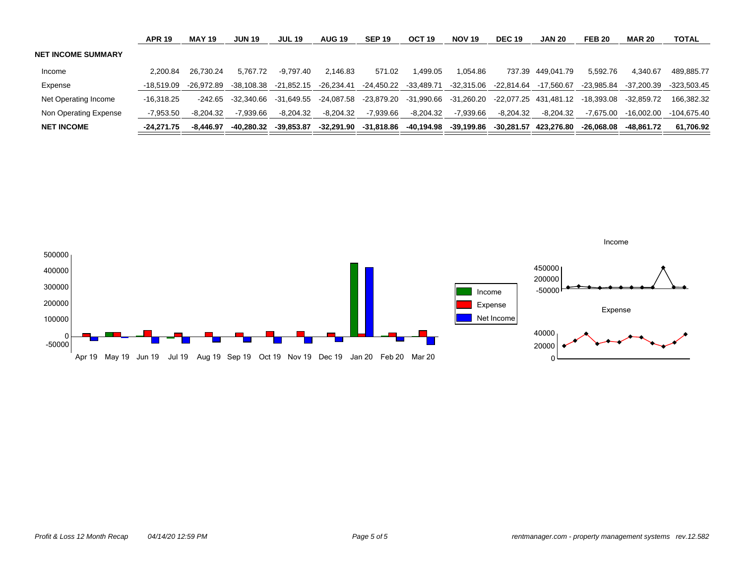| | APR 19 | MAY 19 | JUN 19 | JUL 19 | AUG 19 | SEP 19 | OCT 19 | NOV 19 | DEC 19 | JAN 20 | FEB 20 | MAR 20 | TOTAL |
|---|---|---|---|---|---|---|---|---|---|---|---|---|---|
| **NET INCOME SUMMARY** | | | | | | | | | | | | | |
| Income | 2,200.84 | 26,730.24 | 5,767.72 | -9,797.40 | 2,146.83 | 571.02 | 1,499.05 | 1,054.86 | 737.39 | 449,041.79 | 5,592.76 | 4,340.67 | 489,885.77 |
| Expense | -18,519.09 | -26,972.89 | -38,108.38 | -21,852.15 | -26,234.41 | -24,450.22 | -33,489.71 | -32,315.06 | -22,814.64 | -17,560.67 | -23,985.84 | -37,200.39 | -323,503.45 |
| Net Operating Income | -16,318.25 | -242.65 | -32,340.66 | -31,649.55 | -24,087.58 | -23,879.20 | -31,990.66 | -31,260.20 | -22,077.25 | 431,481.12 | -18,393.08 | -32,859.72 | 166,382.32 |
| Non Operating Expense | -7,953.50 | -8,204.32 | -7,939.66 | -8,204.32 | -8,204.32 | -7,939.66 | -8,204.32 | -7,939.66 | -8,204.32 | -8,204.32 | -7,675.00 | -16,002.00 | -104,675.40 |
| **NET INCOME** | **-24,271.75** | **-8,446.97** | **-40,280.32** | **-39,853.87** | **-32,291.90** | **-31,818.86** | **-40,194.98** | **-39,199.86** | **-30,281.57** | **423,276.80** | **-26,068.08** | **-48,861.72** | **61,706.92** |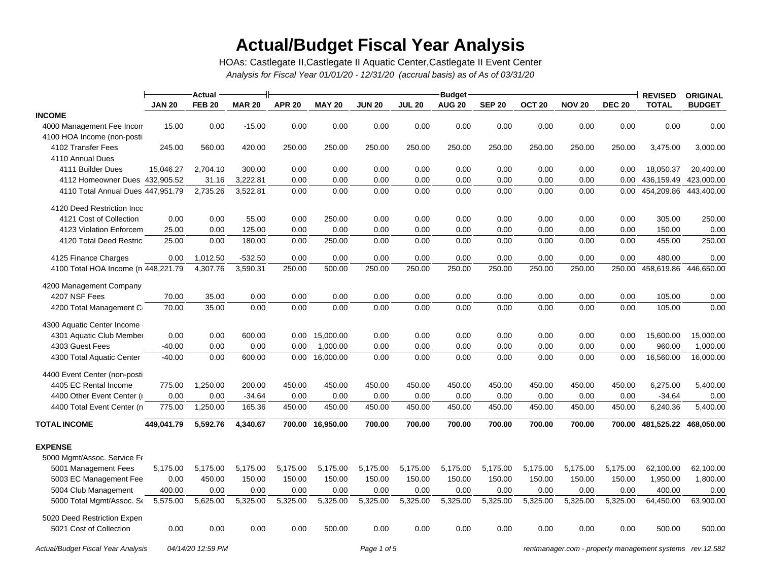# Actual/Budget Fiscal Year Analysis

HOAs: Castlegate II,Castlegate II Aquatic Center,Castlegate II Event Center

*Analysis for Fiscal Year 01/01/20 - 12/31/20 (accrual basis) as of As of 03/31/20*

| | Actual | | | Budget | | | | | | | | | REVISED | ORIGINAL |
|---|---|---|---|---|---|---|---|---|---|---|---|---|---|---|
| | JAN 20 | FEB 20 | MAR 20 | APR 20 | MAY 20 | JUN 20 | JUL 20 | AUG 20 | SEP 20 | OCT 20 | NOV 20 | DEC 20 | TOTAL | BUDGET |
| **INCOME** | | | | | | | | | | | | | | |
| 4000 Management Fee Incon | 15.00 | 0.00 | -15.00 | 0.00 | 0.00 | 0.00 | 0.00 | 0.00 | 0.00 | 0.00 | 0.00 | 0.00 | 0.00 | 0.00 |
| 4100 HOA Income (non-posti | | | | | | | | | | | | | | |
| 4102 Transfer Fees | 245.00 | 560.00 | 420.00 | 250.00 | 250.00 | 250.00 | 250.00 | 250.00 | 250.00 | 250.00 | 250.00 | 250.00 | 3,475.00 | 3,000.00 |
| 4110 Annual Dues | | | | | | | | | | | | | | |
| 4111 Builder Dues | 15,046.27 | 2,704.10 | 300.00 | 0.00 | 0.00 | 0.00 | 0.00 | 0.00 | 0.00 | 0.00 | 0.00 | 0.00 | 18,050.37 | 20,400.00 |
| 4112 Homeowner Dues | 432,905.52 | 31.16 | 3,222.81 | 0.00 | 0.00 | 0.00 | 0.00 | 0.00 | 0.00 | 0.00 | 0.00 | 0.00 | 436,159.49 | 423,000.00 |
| 4110 Total Annual Dues | 447,951.79 | 2,735.26 | 3,522.81 | 0.00 | 0.00 | 0.00 | 0.00 | 0.00 | 0.00 | 0.00 | 0.00 | 0.00 | 454,209.86 | 443,400.00 |
| 4120 Deed Restriction Inco | | | | | | | | | | | | | | |
| 4121 Cost of Collection | 0.00 | 0.00 | 55.00 | 0.00 | 250.00 | 0.00 | 0.00 | 0.00 | 0.00 | 0.00 | 0.00 | 0.00 | 305.00 | 250.00 |
| 4123 Violation Enforcem | 25.00 | 0.00 | 125.00 | 0.00 | 0.00 | 0.00 | 0.00 | 0.00 | 0.00 | 0.00 | 0.00 | 0.00 | 150.00 | 0.00 |
| 4120 Total Deed Restric | 25.00 | 0.00 | 180.00 | 0.00 | 250.00 | 0.00 | 0.00 | 0.00 | 0.00 | 0.00 | 0.00 | 0.00 | 455.00 | 250.00 |
| 4125 Finance Charges | 0.00 | 1,012.50 | -532.50 | 0.00 | 0.00 | 0.00 | 0.00 | 0.00 | 0.00 | 0.00 | 0.00 | 0.00 | 480.00 | 0.00 |
| 4100 Total HOA Income (n | 448,221.79 | 4,307.76 | 3,590.31 | 250.00 | 500.00 | 250.00 | 250.00 | 250.00 | 250.00 | 250.00 | 250.00 | 250.00 | 458,619.86 | 446,650.00 |
| 4200 Management Company | | | | | | | | | | | | | | |
| 4207 NSF Fees | 70.00 | 35.00 | 0.00 | 0.00 | 0.00 | 0.00 | 0.00 | 0.00 | 0.00 | 0.00 | 0.00 | 0.00 | 105.00 | 0.00 |
| 4200 Total Management C | 70.00 | 35.00 | 0.00 | 0.00 | 0.00 | 0.00 | 0.00 | 0.00 | 0.00 | 0.00 | 0.00 | 0.00 | 105.00 | 0.00 |
| 4300 Aquatic Center Income | | | | | | | | | | | | | | |
| 4301 Aquatic Club Member | 0.00 | 0.00 | 600.00 | 0.00 | 15,000.00 | 0.00 | 0.00 | 0.00 | 0.00 | 0.00 | 0.00 | 0.00 | 15,600.00 | 15,000.00 |
| 4303 Guest Fees | -40.00 | 0.00 | 0.00 | 0.00 | 1,000.00 | 0.00 | 0.00 | 0.00 | 0.00 | 0.00 | 0.00 | 0.00 | 960.00 | 1,000.00 |
| 4300 Total Aquatic Center | -40.00 | 0.00 | 600.00 | 0.00 | 16,000.00 | 0.00 | 0.00 | 0.00 | 0.00 | 0.00 | 0.00 | 0.00 | 16,560.00 | 16,000.00 |
| 4400 Event Center (non-posti | | | | | | | | | | | | | | |
| 4405 EC Rental Income | 775.00 | 1,250.00 | 200.00 | 450.00 | 450.00 | 450.00 | 450.00 | 450.00 | 450.00 | 450.00 | 450.00 | 450.00 | 6,275.00 | 5,400.00 |
| 4400 Other Event Center (r | 0.00 | 0.00 | -34.64 | 0.00 | 0.00 | 0.00 | 0.00 | 0.00 | 0.00 | 0.00 | 0.00 | 0.00 | -34.64 | 0.00 |
| 4400 Total Event Center (n | 775.00 | 1,250.00 | 165.36 | 450.00 | 450.00 | 450.00 | 450.00 | 450.00 | 450.00 | 450.00 | 450.00 | 450.00 | 6,240.36 | 5,400.00 |
| **TOTAL INCOME** | **449,041.79** | **5,592.76** | **4,340.67** | **700.00** | **16,950.00** | **700.00** | **700.00** | **700.00** | **700.00** | **700.00** | **700.00** | **700.00** | **481,525.22** | **468,050.00** |
| **EXPENSE** | | | | | | | | | | | | | | |
| 5000 Mgmt/Assoc. Service Fe | | | | | | | | | | | | | | |
| 5001 Management Fees | 5,175.00 | 5,175.00 | 5,175.00 | 5,175.00 | 5,175.00 | 5,175.00 | 5,175.00 | 5,175.00 | 5,175.00 | 5,175.00 | 5,175.00 | 5,175.00 | 62,100.00 | 62,100.00 |
| 5003 EC Management Fee | 0.00 | 450.00 | 150.00 | 150.00 | 150.00 | 150.00 | 150.00 | 150.00 | 150.00 | 150.00 | 150.00 | 150.00 | 1,950.00 | 1,800.00 |
| 5004 Club Management | 400.00 | 0.00 | 0.00 | 0.00 | 0.00 | 0.00 | 0.00 | 0.00 | 0.00 | 0.00 | 0.00 | 0.00 | 400.00 | 0.00 |
| 5000 Total Mgmt/Assoc. Se | 5,575.00 | 5,625.00 | 5,325.00 | 5,325.00 | 5,325.00 | 5,325.00 | 5,325.00 | 5,325.00 | 5,325.00 | 5,325.00 | 5,325.00 | 5,325.00 | 64,450.00 | 63,900.00 |
| 5020 Deed Restriction Expen | | | | | | | | | | | | | | |
| 5021 Cost of Collection | 0.00 | 0.00 | 0.00 | 0.00 | 500.00 | 0.00 | 0.00 | 0.00 | 0.00 | 0.00 | 0.00 | 0.00 | 500.00 | 500.00 |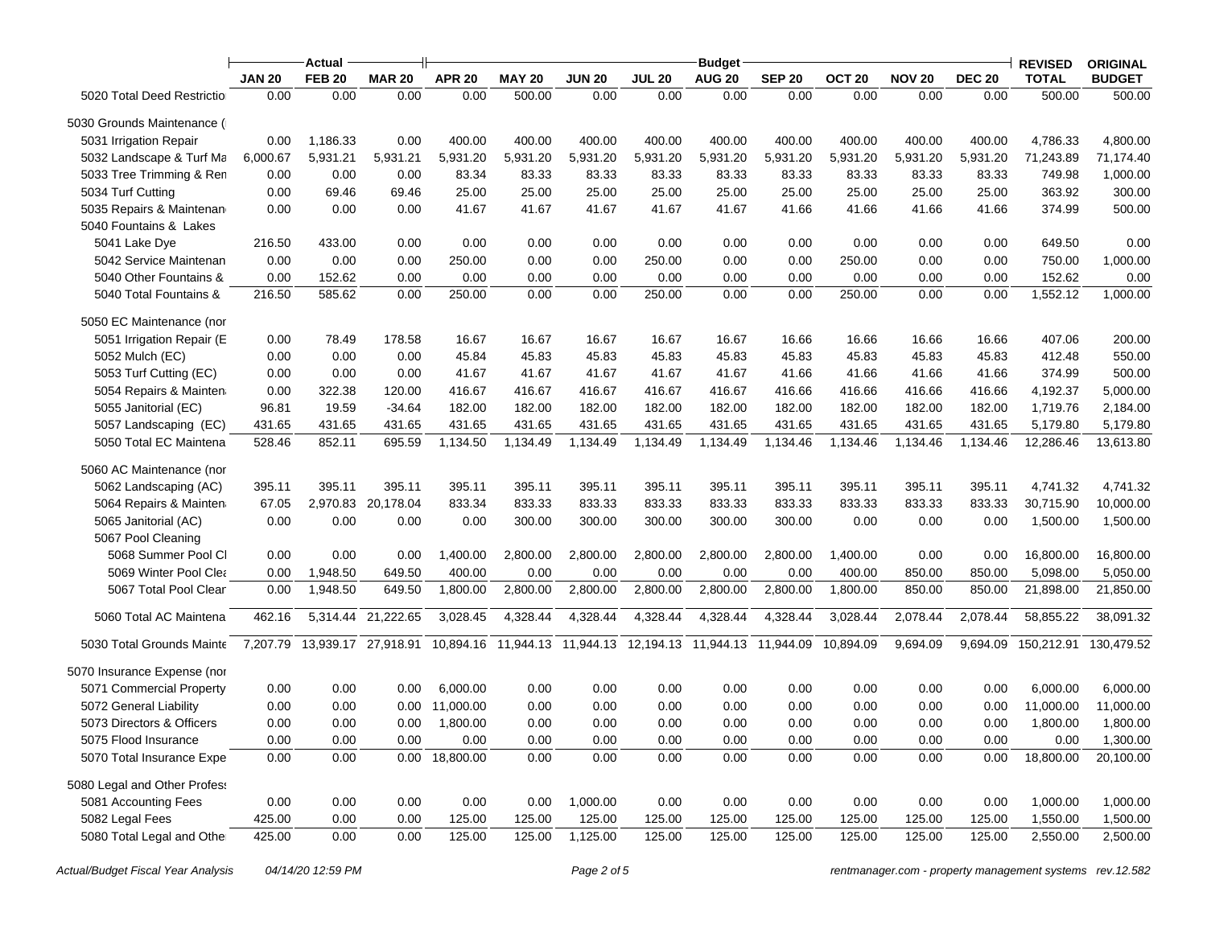| | Actual | | | Budget | | | | | | | | | REVISED | ORIGINAL |
|---|---|---|---|---|---|---|---|---|---|---|---|---|---|---|
| | JAN 20 | FEB 20 | MAR 20 | APR 20 | MAY 20 | JUN 20 | JUL 20 | AUG 20 | SEP 20 | OCT 20 | NOV 20 | DEC 20 | TOTAL | BUDGET |
| 5020 Total Deed Restrictio | 0.00 | 0.00 | 0.00 | 0.00 | 500.00 | 0.00 | 0.00 | 0.00 | 0.00 | 0.00 | 0.00 | 0.00 | 500.00 | 500.00 |
| 5030 Grounds Maintenance ( | | | | | | | | | | | | | | |
| 5031 Irrigation Repair | 0.00 | 1,186.33 | 0.00 | 400.00 | 400.00 | 400.00 | 400.00 | 400.00 | 400.00 | 400.00 | 400.00 | 400.00 | 4,786.33 | 4,800.00 |
| 5032 Landscape & Turf Ma | 6,000.67 | 5,931.21 | 5,931.21 | 5,931.20 | 5,931.20 | 5,931.20 | 5,931.20 | 5,931.20 | 5,931.20 | 5,931.20 | 5,931.20 | 5,931.20 | 71,243.89 | 71,174.40 |
| 5033 Tree Trimming & Ren | 0.00 | 0.00 | 0.00 | 83.34 | 83.33 | 83.33 | 83.33 | 83.33 | 83.33 | 83.33 | 83.33 | 83.33 | 749.98 | 1,000.00 |
| 5034 Turf Cutting | 0.00 | 69.46 | 69.46 | 25.00 | 25.00 | 25.00 | 25.00 | 25.00 | 25.00 | 25.00 | 25.00 | 25.00 | 363.92 | 300.00 |
| 5035 Repairs & Maintenan | 0.00 | 0.00 | 0.00 | 41.67 | 41.67 | 41.67 | 41.67 | 41.67 | 41.66 | 41.66 | 41.66 | 41.66 | 374.99 | 500.00 |
| 5040 Fountains & Lakes | | | | | | | | | | | | | | |
| 5041 Lake Dye | 216.50 | 433.00 | 0.00 | 0.00 | 0.00 | 0.00 | 0.00 | 0.00 | 0.00 | 0.00 | 0.00 | 0.00 | 649.50 | 0.00 |
| 5042 Service Maintenan | 0.00 | 0.00 | 0.00 | 250.00 | 0.00 | 0.00 | 250.00 | 0.00 | 0.00 | 250.00 | 0.00 | 0.00 | 750.00 | 1,000.00 |
| 5040 Other Fountains & | 0.00 | 152.62 | 0.00 | 0.00 | 0.00 | 0.00 | 0.00 | 0.00 | 0.00 | 0.00 | 0.00 | 0.00 | 152.62 | 0.00 |
| 5040 Total Fountains & | 216.50 | 585.62 | 0.00 | 250.00 | 0.00 | 0.00 | 250.00 | 0.00 | 0.00 | 250.00 | 0.00 | 0.00 | 1,552.12 | 1,000.00 |
| 5050 EC Maintenance (nor | | | | | | | | | | | | | | |
| 5051 Irrigation Repair (E | 0.00 | 78.49 | 178.58 | 16.67 | 16.67 | 16.67 | 16.67 | 16.67 | 16.66 | 16.66 | 16.66 | 16.66 | 407.06 | 200.00 |
| 5052 Mulch (EC) | 0.00 | 0.00 | 0.00 | 45.84 | 45.83 | 45.83 | 45.83 | 45.83 | 45.83 | 45.83 | 45.83 | 45.83 | 412.48 | 550.00 |
| 5053 Turf Cutting (EC) | 0.00 | 0.00 | 0.00 | 41.67 | 41.67 | 41.67 | 41.67 | 41.67 | 41.66 | 41.66 | 41.66 | 41.66 | 374.99 | 500.00 |
| 5054 Repairs & Mainten | 0.00 | 322.38 | 120.00 | 416.67 | 416.67 | 416.67 | 416.67 | 416.67 | 416.66 | 416.66 | 416.66 | 416.66 | 4,192.37 | 5,000.00 |
| 5055 Janitorial (EC) | 96.81 | 19.59 | -34.64 | 182.00 | 182.00 | 182.00 | 182.00 | 182.00 | 182.00 | 182.00 | 182.00 | 182.00 | 1,719.76 | 2,184.00 |
| 5057 Landscaping (EC) | 431.65 | 431.65 | 431.65 | 431.65 | 431.65 | 431.65 | 431.65 | 431.65 | 431.65 | 431.65 | 431.65 | 431.65 | 5,179.80 | 5,179.80 |
| 5050 Total EC Maintena | 528.46 | 852.11 | 695.59 | 1,134.50 | 1,134.49 | 1,134.49 | 1,134.49 | 1,134.49 | 1,134.46 | 1,134.46 | 1,134.46 | 1,134.46 | 12,286.46 | 13,613.80 |
| 5060 AC Maintenance (nor | | | | | | | | | | | | | | |
| 5062 Landscaping (AC) | 395.11 | 395.11 | 395.11 | 395.11 | 395.11 | 395.11 | 395.11 | 395.11 | 395.11 | 395.11 | 395.11 | 395.11 | 4,741.32 | 4,741.32 |
| 5064 Repairs & Mainten | 67.05 | 2,970.83 | 20,178.04 | 833.34 | 833.33 | 833.33 | 833.33 | 833.33 | 833.33 | 833.33 | 833.33 | 833.33 | 30,715.90 | 10,000.00 |
| 5065 Janitorial (AC) | 0.00 | 0.00 | 0.00 | 0.00 | 300.00 | 300.00 | 300.00 | 300.00 | 300.00 | 0.00 | 0.00 | 0.00 | 1,500.00 | 1,500.00 |
| 5067 Pool Cleaning | | | | | | | | | | | | | | |
| 5068 Summer Pool Cl | 0.00 | 0.00 | 0.00 | 1,400.00 | 2,800.00 | 2,800.00 | 2,800.00 | 2,800.00 | 2,800.00 | 1,400.00 | 0.00 | 0.00 | 16,800.00 | 16,800.00 |
| 5069 Winter Pool Clea | 0.00 | 1,948.50 | 649.50 | 400.00 | 0.00 | 0.00 | 0.00 | 0.00 | 0.00 | 400.00 | 850.00 | 850.00 | 5,098.00 | 5,050.00 |
| 5067 Total Pool Clear | 0.00 | 1,948.50 | 649.50 | 1,800.00 | 2,800.00 | 2,800.00 | 2,800.00 | 2,800.00 | 2,800.00 | 1,800.00 | 850.00 | 850.00 | 21,898.00 | 21,850.00 |
| 5060 Total AC Maintena | 462.16 | 5,314.44 | 21,222.65 | 3,028.45 | 4,328.44 | 4,328.44 | 4,328.44 | 4,328.44 | 4,328.44 | 3,028.44 | 2,078.44 | 2,078.44 | 58,855.22 | 38,091.32 |
| 5030 Total Grounds Mainte | 7,207.79 | 13,939.17 | 27,918.91 | 10,894.16 | 11,944.13 | 11,944.13 | 12,194.13 | 11,944.13 | 11,944.09 | 10,894.09 | 9,694.09 | 9,694.09 | 150,212.91 | 130,479.52 |
| 5070 Insurance Expense (nor | | | | | | | | | | | | | | |
| 5071 Commercial Property | 0.00 | 0.00 | 0.00 | 6,000.00 | 0.00 | 0.00 | 0.00 | 0.00 | 0.00 | 0.00 | 0.00 | 0.00 | 6,000.00 | 6,000.00 |
| 5072 General Liability | 0.00 | 0.00 | 0.00 | 11,000.00 | 0.00 | 0.00 | 0.00 | 0.00 | 0.00 | 0.00 | 0.00 | 0.00 | 11,000.00 | 11,000.00 |
| 5073 Directors & Officers | 0.00 | 0.00 | 0.00 | 1,800.00 | 0.00 | 0.00 | 0.00 | 0.00 | 0.00 | 0.00 | 0.00 | 0.00 | 1,800.00 | 1,800.00 |
| 5075 Flood Insurance | 0.00 | 0.00 | 0.00 | 0.00 | 0.00 | 0.00 | 0.00 | 0.00 | 0.00 | 0.00 | 0.00 | 0.00 | 0.00 | 1,300.00 |
| 5070 Total Insurance Expe | 0.00 | 0.00 | 0.00 | 18,800.00 | 0.00 | 0.00 | 0.00 | 0.00 | 0.00 | 0.00 | 0.00 | 0.00 | 18,800.00 | 20,100.00 |
| 5080 Legal and Other Profes | | | | | | | | | | | | | | |
| 5081 Accounting Fees | 0.00 | 0.00 | 0.00 | 0.00 | 0.00 | 1,000.00 | 0.00 | 0.00 | 0.00 | 0.00 | 0.00 | 0.00 | 1,000.00 | 1,000.00 |
| 5082 Legal Fees | 425.00 | 0.00 | 0.00 | 125.00 | 125.00 | 125.00 | 125.00 | 125.00 | 125.00 | 125.00 | 125.00 | 125.00 | 1,550.00 | 1,500.00 |
| 5080 Total Legal and Othe | 425.00 | 0.00 | 0.00 | 125.00 | 125.00 | 1,125.00 | 125.00 | 125.00 | 125.00 | 125.00 | 125.00 | 125.00 | 2,550.00 | 2,500.00 |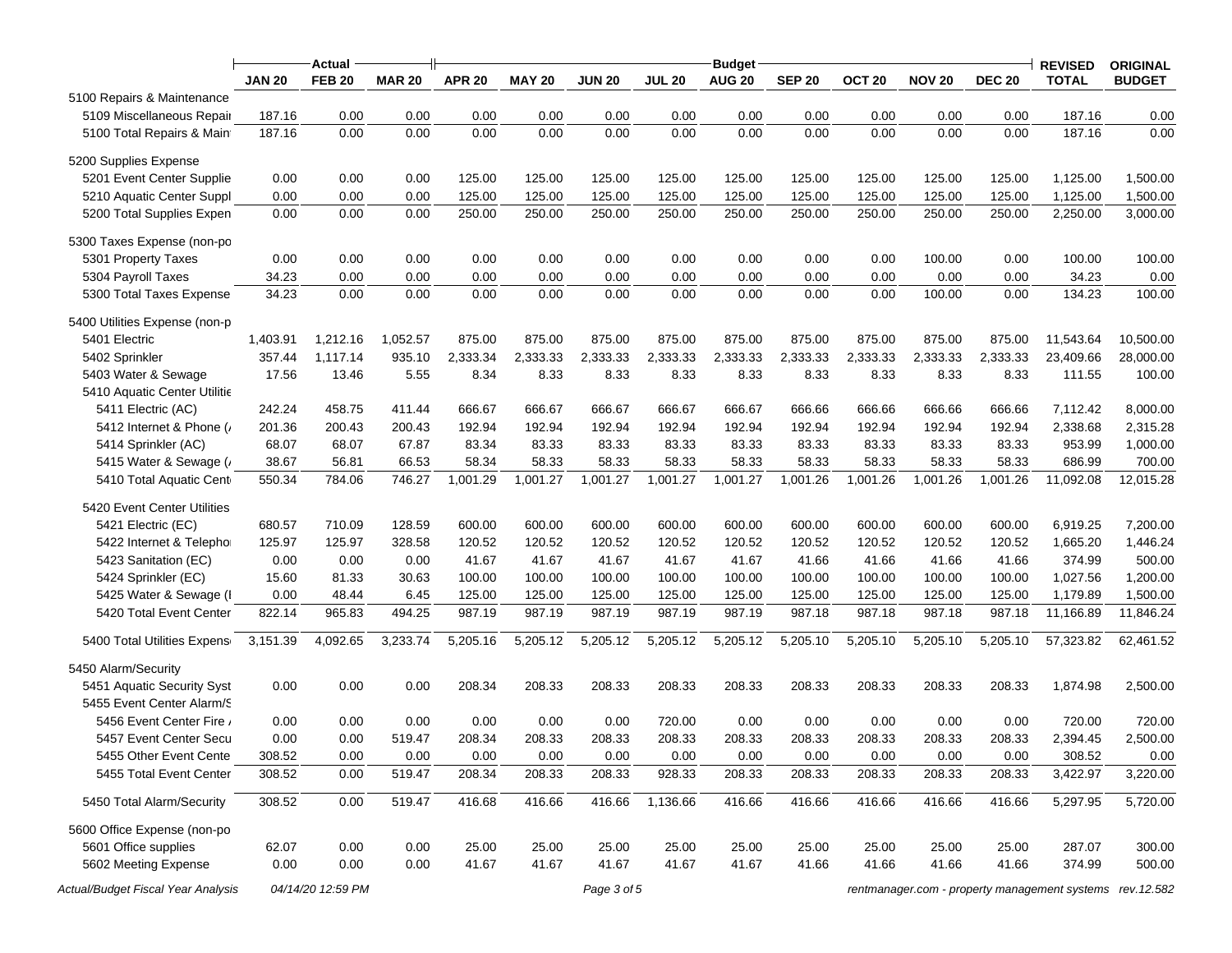| | Actual | | | Budget | | | | | | | | | REVISED | ORIGINAL |
|---|---|---|---|---|---|---|---|---|---|---|---|---|---|---|
| | JAN 20 | FEB 20 | MAR 20 | APR 20 | MAY 20 | JUN 20 | JUL 20 | AUG 20 | SEP 20 | OCT 20 | NOV 20 | DEC 20 | TOTAL | BUDGET |
| 5100 Repairs & Maintenance | | | | | | | | | | | | | | |
| 5109 Miscellaneous Repai | 187.16 | 0.00 | 0.00 | 0.00 | 0.00 | 0.00 | 0.00 | 0.00 | 0.00 | 0.00 | 0.00 | 0.00 | 187.16 | 0.00 |
| 5100 Total Repairs & Main | 187.16 | 0.00 | 0.00 | 0.00 | 0.00 | 0.00 | 0.00 | 0.00 | 0.00 | 0.00 | 0.00 | 0.00 | 187.16 | 0.00 |
| 5200 Supplies Expense | | | | | | | | | | | | | | |
| 5201 Event Center Supplie | 0.00 | 0.00 | 0.00 | 125.00 | 125.00 | 125.00 | 125.00 | 125.00 | 125.00 | 125.00 | 125.00 | 125.00 | 1,125.00 | 1,500.00 |
| 5210 Aquatic Center Suppl | 0.00 | 0.00 | 0.00 | 125.00 | 125.00 | 125.00 | 125.00 | 125.00 | 125.00 | 125.00 | 125.00 | 125.00 | 1,125.00 | 1,500.00 |
| 5200 Total Supplies Expen | 0.00 | 0.00 | 0.00 | 250.00 | 250.00 | 250.00 | 250.00 | 250.00 | 250.00 | 250.00 | 250.00 | 250.00 | 2,250.00 | 3,000.00 |
| 5300 Taxes Expense (non-po | | | | | | | | | | | | | | |
| 5301 Property Taxes | 0.00 | 0.00 | 0.00 | 0.00 | 0.00 | 0.00 | 0.00 | 0.00 | 0.00 | 0.00 | 100.00 | 0.00 | 100.00 | 100.00 |
| 5304 Payroll Taxes | 34.23 | 0.00 | 0.00 | 0.00 | 0.00 | 0.00 | 0.00 | 0.00 | 0.00 | 0.00 | 0.00 | 0.00 | 34.23 | 0.00 |
| 5300 Total Taxes Expense | 34.23 | 0.00 | 0.00 | 0.00 | 0.00 | 0.00 | 0.00 | 0.00 | 0.00 | 0.00 | 100.00 | 0.00 | 134.23 | 100.00 |
| 5400 Utilities Expense (non-p | | | | | | | | | | | | | | |
| 5401 Electric | 1,403.91 | 1,212.16 | 1,052.57 | 875.00 | 875.00 | 875.00 | 875.00 | 875.00 | 875.00 | 875.00 | 875.00 | 875.00 | 11,543.64 | 10,500.00 |
| 5402 Sprinkler | 357.44 | 1,117.14 | 935.10 | 2,333.34 | 2,333.33 | 2,333.33 | 2,333.33 | 2,333.33 | 2,333.33 | 2,333.33 | 2,333.33 | 2,333.33 | 23,409.66 | 28,000.00 |
| 5403 Water & Sewage | 17.56 | 13.46 | 5.55 | 8.34 | 8.33 | 8.33 | 8.33 | 8.33 | 8.33 | 8.33 | 8.33 | 8.33 | 111.55 | 100.00 |
| 5410 Aquatic Center Utilitie | | | | | | | | | | | | | | |
| 5411 Electric (AC) | 242.24 | 458.75 | 411.44 | 666.67 | 666.67 | 666.67 | 666.67 | 666.67 | 666.66 | 666.66 | 666.66 | 666.66 | 7,112.42 | 8,000.00 |
| 5412 Internet & Phone (/ | 201.36 | 200.43 | 200.43 | 192.94 | 192.94 | 192.94 | 192.94 | 192.94 | 192.94 | 192.94 | 192.94 | 192.94 | 2,338.68 | 2,315.28 |
| 5414 Sprinkler (AC) | 68.07 | 68.07 | 67.87 | 83.34 | 83.33 | 83.33 | 83.33 | 83.33 | 83.33 | 83.33 | 83.33 | 83.33 | 953.99 | 1,000.00 |
| 5415 Water & Sewage (/ | 38.67 | 56.81 | 66.53 | 58.34 | 58.33 | 58.33 | 58.33 | 58.33 | 58.33 | 58.33 | 58.33 | 58.33 | 686.99 | 700.00 |
| 5410 Total Aquatic Cent | 550.34 | 784.06 | 746.27 | 1,001.29 | 1,001.27 | 1,001.27 | 1,001.27 | 1,001.27 | 1,001.26 | 1,001.26 | 1,001.26 | 1,001.26 | 11,092.08 | 12,015.28 |
| 5420 Event Center Utilities | | | | | | | | | | | | | | |
| 5421 Electric (EC) | 680.57 | 710.09 | 128.59 | 600.00 | 600.00 | 600.00 | 600.00 | 600.00 | 600.00 | 600.00 | 600.00 | 600.00 | 6,919.25 | 7,200.00 |
| 5422 Internet & Telepho | 125.97 | 125.97 | 328.58 | 120.52 | 120.52 | 120.52 | 120.52 | 120.52 | 120.52 | 120.52 | 120.52 | 120.52 | 1,665.20 | 1,446.24 |
| 5423 Sanitation (EC) | 0.00 | 0.00 | 0.00 | 41.67 | 41.67 | 41.67 | 41.67 | 41.67 | 41.66 | 41.66 | 41.66 | 41.66 | 374.99 | 500.00 |
| 5424 Sprinkler (EC) | 15.60 | 81.33 | 30.63 | 100.00 | 100.00 | 100.00 | 100.00 | 100.00 | 100.00 | 100.00 | 100.00 | 100.00 | 1,027.56 | 1,200.00 |
| 5425 Water & Sewage (I | 0.00 | 48.44 | 6.45 | 125.00 | 125.00 | 125.00 | 125.00 | 125.00 | 125.00 | 125.00 | 125.00 | 125.00 | 1,179.89 | 1,500.00 |
| 5420 Total Event Center | 822.14 | 965.83 | 494.25 | 987.19 | 987.19 | 987.19 | 987.19 | 987.19 | 987.18 | 987.18 | 987.18 | 987.18 | 11,166.89 | 11,846.24 |
| 5400 Total Utilities Expens | 3,151.39 | 4,092.65 | 3,233.74 | 5,205.16 | 5,205.12 | 5,205.12 | 5,205.12 | 5,205.12 | 5,205.10 | 5,205.10 | 5,205.10 | 5,205.10 | 57,323.82 | 62,461.52 |
| 5450 Alarm/Security | | | | | | | | | | | | | | |
| 5451 Aquatic Security Syst | 0.00 | 0.00 | 0.00 | 208.34 | 208.33 | 208.33 | 208.33 | 208.33 | 208.33 | 208.33 | 208.33 | 208.33 | 1,874.98 | 2,500.00 |
| 5455 Event Center Alarm/S | | | | | | | | | | | | | | |
| 5456 Event Center Fire / | 0.00 | 0.00 | 0.00 | 0.00 | 0.00 | 0.00 | 720.00 | 0.00 | 0.00 | 0.00 | 0.00 | 0.00 | 720.00 | 720.00 |
| 5457 Event Center Secu | 0.00 | 0.00 | 519.47 | 208.34 | 208.33 | 208.33 | 208.33 | 208.33 | 208.33 | 208.33 | 208.33 | 208.33 | 2,394.45 | 2,500.00 |
| 5455 Other Event Cente | 308.52 | 0.00 | 0.00 | 0.00 | 0.00 | 0.00 | 0.00 | 0.00 | 0.00 | 0.00 | 0.00 | 0.00 | 308.52 | 0.00 |
| 5455 Total Event Center | 308.52 | 0.00 | 519.47 | 208.34 | 208.33 | 208.33 | 928.33 | 208.33 | 208.33 | 208.33 | 208.33 | 208.33 | 3,422.97 | 3,220.00 |
| 5450 Total Alarm/Security | 308.52 | 0.00 | 519.47 | 416.68 | 416.66 | 416.66 | 1,136.66 | 416.66 | 416.66 | 416.66 | 416.66 | 416.66 | 5,297.95 | 5,720.00 |
| 5600 Office Expense (non-po | | | | | | | | | | | | | | |
| 5601 Office supplies | 62.07 | 0.00 | 0.00 | 25.00 | 25.00 | 25.00 | 25.00 | 25.00 | 25.00 | 25.00 | 25.00 | 25.00 | 287.07 | 300.00 |
| 5602 Meeting Expense | 0.00 | 0.00 | 0.00 | 41.67 | 41.67 | 41.67 | 41.67 | 41.67 | 41.66 | 41.66 | 41.66 | 41.66 | 374.99 | 500.00 |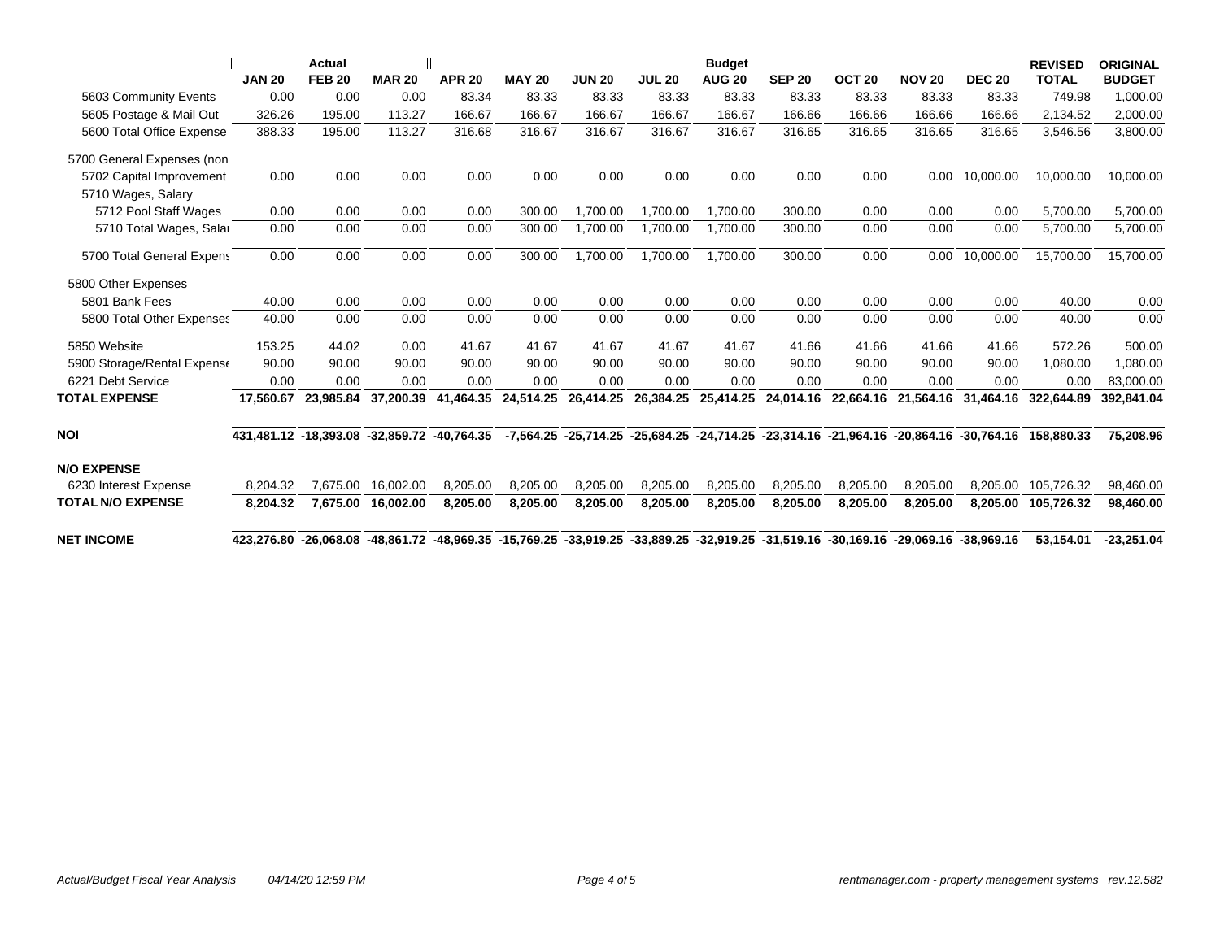| | Actual | | | Budget | | | | | | | | | REVISED | ORIGINAL |
|---|---|---|---|---|---|---|---|---|---|---|---|---|---|---|
| | JAN 20 | FEB 20 | MAR 20 | APR 20 | MAY 20 | JUN 20 | JUL 20 | AUG 20 | SEP 20 | OCT 20 | NOV 20 | DEC 20 | TOTAL | BUDGET |
| 5603 Community Events | 0.00 | 0.00 | 0.00 | 83.34 | 83.33 | 83.33 | 83.33 | 83.33 | 83.33 | 83.33 | 83.33 | 83.33 | 749.98 | 1,000.00 |
| 5605 Postage & Mail Out | 326.26 | 195.00 | 113.27 | 166.67 | 166.67 | 166.67 | 166.67 | 166.67 | 166.66 | 166.66 | 166.66 | 166.66 | 2,134.52 | 2,000.00 |
| 5600 Total Office Expense | 388.33 | 195.00 | 113.27 | 316.68 | 316.67 | 316.67 | 316.67 | 316.67 | 316.65 | 316.65 | 316.65 | 316.65 | 3,546.56 | 3,800.00 |
| 5700 General Expenses (non | | | | | | | | | | | | | | |
| 5702 Capital Improvement | 0.00 | 0.00 | 0.00 | 0.00 | 0.00 | 0.00 | 0.00 | 0.00 | 0.00 | 0.00 | 0.00 | 10,000.00 | 10,000.00 | 10,000.00 |
| 5710 Wages, Salary | | | | | | | | | | | | | | |
| 5712 Pool Staff Wages | 0.00 | 0.00 | 0.00 | 0.00 | 300.00 | 1,700.00 | 1,700.00 | 1,700.00 | 300.00 | 0.00 | 0.00 | 0.00 | 5,700.00 | 5,700.00 |
| 5710 Total Wages, Salai | 0.00 | 0.00 | 0.00 | 0.00 | 300.00 | 1,700.00 | 1,700.00 | 1,700.00 | 300.00 | 0.00 | 0.00 | 0.00 | 5,700.00 | 5,700.00 |
| 5700 Total General Expens | 0.00 | 0.00 | 0.00 | 0.00 | 300.00 | 1,700.00 | 1,700.00 | 1,700.00 | 300.00 | 0.00 | 0.00 | 10,000.00 | 15,700.00 | 15,700.00 |
| 5800 Other Expenses | | | | | | | | | | | | | | |
| 5801 Bank Fees | 40.00 | 0.00 | 0.00 | 0.00 | 0.00 | 0.00 | 0.00 | 0.00 | 0.00 | 0.00 | 0.00 | 0.00 | 40.00 | 0.00 |
| 5800 Total Other Expenses | 40.00 | 0.00 | 0.00 | 0.00 | 0.00 | 0.00 | 0.00 | 0.00 | 0.00 | 0.00 | 0.00 | 0.00 | 40.00 | 0.00 |
| 5850 Website | 153.25 | 44.02 | 0.00 | 41.67 | 41.67 | 41.67 | 41.67 | 41.67 | 41.66 | 41.66 | 41.66 | 41.66 | 572.26 | 500.00 |
| 5900 Storage/Rental Expense | 90.00 | 90.00 | 90.00 | 90.00 | 90.00 | 90.00 | 90.00 | 90.00 | 90.00 | 90.00 | 90.00 | 90.00 | 1,080.00 | 1,080.00 |
| 6221 Debt Service | 0.00 | 0.00 | 0.00 | 0.00 | 0.00 | 0.00 | 0.00 | 0.00 | 0.00 | 0.00 | 0.00 | 0.00 | 0.00 | 83,000.00 |
| **TOTAL EXPENSE** | **17,560.67** | **23,985.84** | **37,200.39** | **41,464.35** | **24,514.25** | **26,414.25** | **26,384.25** | **25,414.25** | **24,014.16** | **22,664.16** | **21,564.16** | **31,464.16** | **322,644.89** | **392,841.04** |
| **NOI** | **431,481.12** | **-18,393.08** | **-32,859.72** | **-40,764.35** | **-7,564.25** | **-25,714.25** | **-25,684.25** | **-24,714.25** | **-23,314.16** | **-21,964.16** | **-20,864.16** | **-30,764.16** | **158,880.33** | **75,208.96** |
| **N/O EXPENSE** | | | | | | | | | | | | | | |
| 6230 Interest Expense | 8,204.32 | 7,675.00 | 16,002.00 | 8,205.00 | 8,205.00 | 8,205.00 | 8,205.00 | 8,205.00 | 8,205.00 | 8,205.00 | 8,205.00 | 8,205.00 | 105,726.32 | 98,460.00 |
| **TOTAL N/O EXPENSE** | **8,204.32** | **7,675.00** | **16,002.00** | **8,205.00** | **8,205.00** | **8,205.00** | **8,205.00** | **8,205.00** | **8,205.00** | **8,205.00** | **8,205.00** | **8,205.00** | **105,726.32** | **98,460.00** |
| **NET INCOME** | **423,276.80** | **-26,068.08** | **-48,861.72** | **-48,969.35** | **-15,769.25** | **-33,919.25** | **-33,889.25** | **-32,919.25** | **-31,519.16** | **-30,169.16** | **-29,069.16** | **-38,969.16** | **53,154.01** | **-23,251.04** |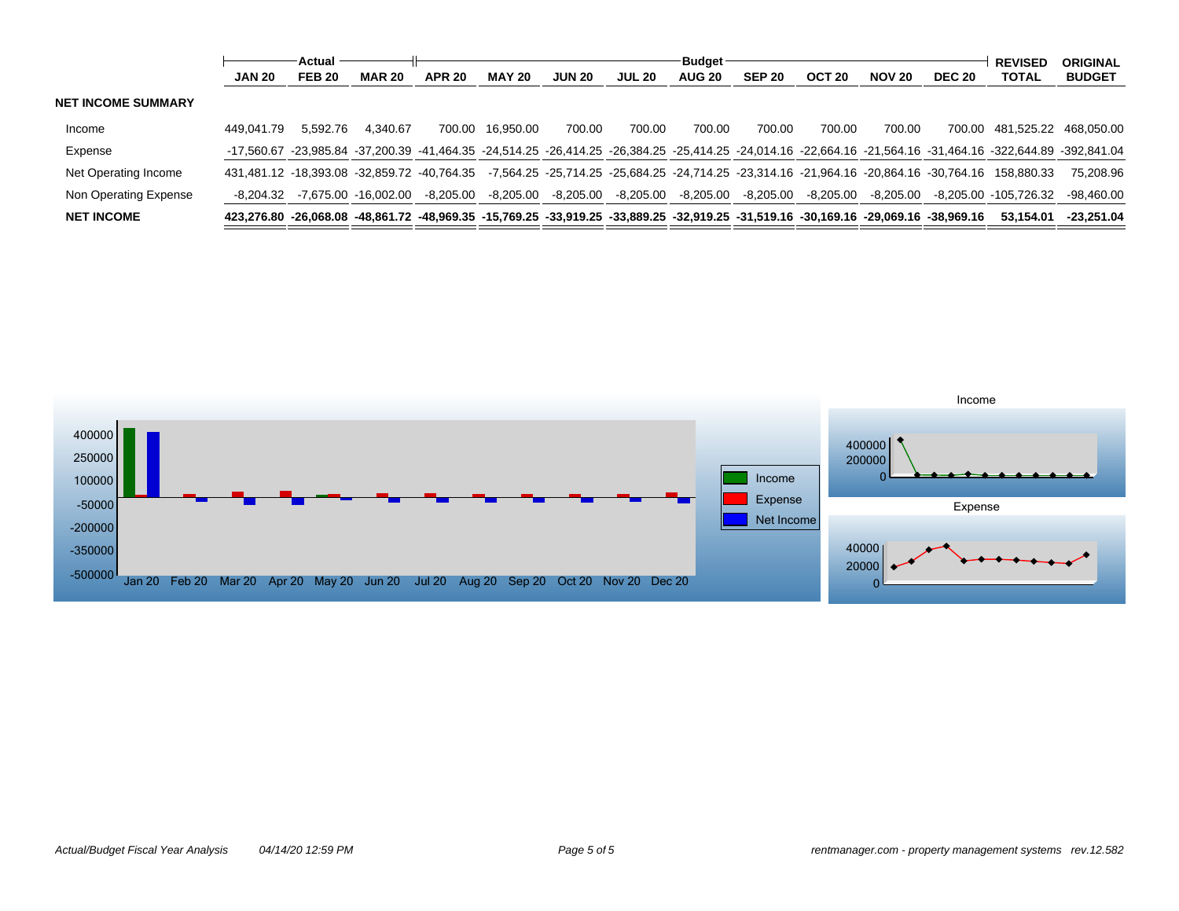| | Actual | | | Budget | | | | | | | | | REVISED | ORIGINAL |
|---|---|---|---|---|---|---|---|---|---|---|---|---|---|---|
| | JAN 20 | FEB 20 | MAR 20 | APR 20 | MAY 20 | JUN 20 | JUL 20 | AUG 20 | SEP 20 | OCT 20 | NOV 20 | DEC 20 | TOTAL | BUDGET |
| **NET INCOME SUMMARY** | | | | | | | | | | | | | | |
| Income | 449,041.79 | 5,592.76 | 4,340.67 | 700.00 | 16,950.00 | 700.00 | 700.00 | 700.00 | 700.00 | 700.00 | 700.00 | 700.00 | 481,525.22 | 468,050.00 |
| Expense | -17,560.67 | -23,985.84 | -37,200.39 | -41,464.35 | -24,514.25 | -26,414.25 | -26,384.25 | -25,414.25 | -24,014.16 | -22,664.16 | -21,564.16 | -31,464.16 | -322,644.89 | -392,841.04 |
| Net Operating Income | 431,481.12 | -18,393.08 | -32,859.72 | -40,764.35 | -7,564.25 | -25,714.25 | -25,684.25 | -24,714.25 | -23,314.16 | -21,964.16 | -20,864.16 | -30,764.16 | 158,880.33 | 75,208.96 |
| Non Operating Expense | -8,204.32 | -7,675.00 | -16,002.00 | -8,205.00 | -8,205.00 | -8,205.00 | -8,205.00 | -8,205.00 | -8,205.00 | -8,205.00 | -8,205.00 | -8,205.00 | -105,726.32 | -98,460.00 |
| **NET INCOME** | **423,276.80** | **-26,068.08** | **-48,861.72** | **-48,969.35** | **-15,769.25** | **-33,919.25** | **-33,889.25** | **-32,919.25** | **-31,519.16** | **-30,169.16** | **-29,069.16** | **-38,969.16** | **53,154.01** | **-23,251.04** |

400000
250000
100000
-50000
-200000
-350000
-500000
Jan 20 Feb 20 Mar 20 Apr 20 May 20 Jun 20 Jul 20 Aug 20 Sep 20 Oct 20 Nov 20 Dec 20

Income
Expense
Net Income

Income
400000
200000
0

Expense
40000
20000
0